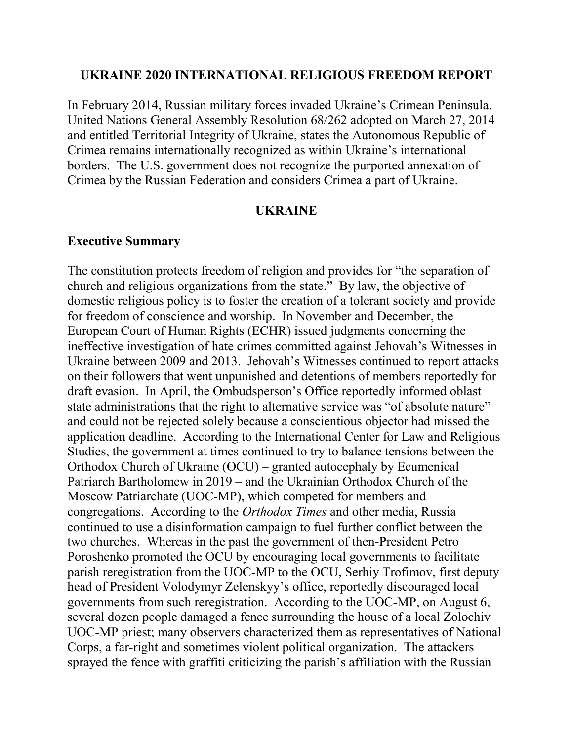# UKRAINE 2020 INTERNATIONAL RELIGIOUS FREEDOM REPORT

In February 2014, Russian military forces invaded Ukraine's Crimean Peninsula. United Nations General Assembly Resolution 68/262 adopted on March 27, 2014 and entitled Territorial Integrity of Ukraine, states the Autonomous Republic of Crimea remains internationally recognized as within Ukraine's international borders. The U.S. government does not recognize the purported annexation of Crimea by the Russian Federation and considers Crimea a part of Ukraine.

## UKRAINE

### Executive Summary

The constitution protects freedom of religion and provides for "the separation of church and religious organizations from the state." By law, the objective of domestic religious policy is to foster the creation of a tolerant society and provide for freedom of conscience and worship. In November and December, the European Court of Human Rights (ECHR) issued judgments concerning the ineffective investigation of hate crimes committed against Jehovah's Witnesses in Ukraine between 2009 and 2013. Jehovah's Witnesses continued to report attacks on their followers that went unpunished and detentions of members reportedly for draft evasion. In April, the Ombudsperson's Office reportedly informed oblast state administrations that the right to alternative service was "of absolute nature" and could not be rejected solely because a conscientious objector had missed the application deadline. According to the International Center for Law and Religious Studies, the government at times continued to try to balance tensions between the Orthodox Church of Ukraine (OCU) – granted autocephaly by Ecumenical Patriarch Bartholomew in 2019 – and the Ukrainian Orthodox Church of the Moscow Patriarchate (UOC-MP), which competed for members and congregations. According to the *Orthodox Times* and other media, Russia continued to use a disinformation campaign to fuel further conflict between the two churches. Whereas in the past the government of then-President Petro Poroshenko promoted the OCU by encouraging local governments to facilitate parish reregistration from the UOC-MP to the OCU, Serhiy Trofimov, first deputy head of President Volodymyr Zelenskyy's office, reportedly discouraged local governments from such reregistration. According to the UOC-MP, on August 6, several dozen people damaged a fence surrounding the house of a local Zolochiv UOC-MP priest; many observers characterized them as representatives of National Corps, a far-right and sometimes violent political organization. The attackers sprayed the fence with graffiti criticizing the parish's affiliation with the Russian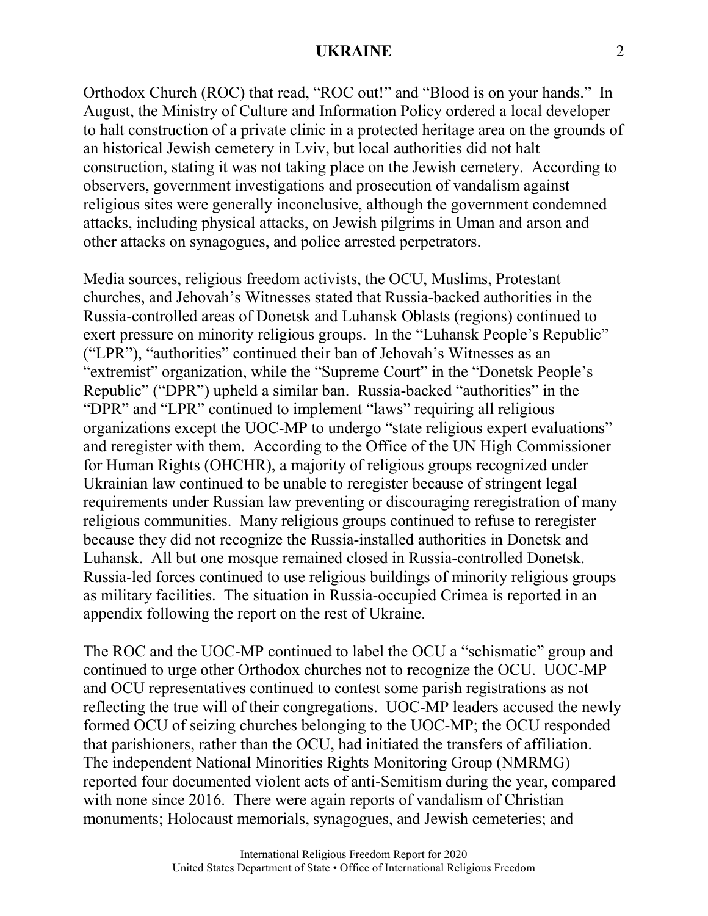Orthodox Church (ROC) that read, "ROC out!" and "Blood is on your hands." In August, the Ministry of Culture and Information Policy ordered a local developer to halt construction of a private clinic in a protected heritage area on the grounds of an historical Jewish cemetery in Lviv, but local authorities did not halt construction, stating it was not taking place on the Jewish cemetery. According to observers, government investigations and prosecution of vandalism against religious sites were generally inconclusive, although the government condemned attacks, including physical attacks, on Jewish pilgrims in Uman and arson and other attacks on synagogues, and police arrested perpetrators.

Media sources, religious freedom activists, the OCU, Muslims, Protestant churches, and Jehovah's Witnesses stated that Russia-backed authorities in the Russia-controlled areas of Donetsk and Luhansk Oblasts (regions) continued to exert pressure on minority religious groups. In the "Luhansk People's Republic" ("LPR"), "authorities" continued their ban of Jehovah's Witnesses as an "extremist" organization, while the "Supreme Court" in the "Donetsk People's Republic" ("DPR") upheld a similar ban. Russia-backed "authorities" in the "DPR" and "LPR" continued to implement "laws" requiring all religious organizations except the UOC-MP to undergo "state religious expert evaluations" and reregister with them. According to the Office of the UN High Commissioner for Human Rights (OHCHR), a majority of religious groups recognized under Ukrainian law continued to be unable to reregister because of stringent legal requirements under Russian law preventing or discouraging reregistration of many religious communities. Many religious groups continued to refuse to reregister because they did not recognize the Russia-installed authorities in Donetsk and Luhansk. All but one mosque remained closed in Russia-controlled Donetsk. Russia-led forces continued to use religious buildings of minority religious groups as military facilities. The situation in Russia-occupied Crimea is reported in an appendix following the report on the rest of Ukraine.

The ROC and the UOC-MP continued to label the OCU a "schismatic" group and continued to urge other Orthodox churches not to recognize the OCU. UOC-MP and OCU representatives continued to contest some parish registrations as not reflecting the true will of their congregations. UOC-MP leaders accused the newly formed OCU of seizing churches belonging to the UOC-MP; the OCU responded that parishioners, rather than the OCU, had initiated the transfers of affiliation. The independent National Minorities Rights Monitoring Group (NMRMG) reported four documented violent acts of anti-Semitism during the year, compared with none since 2016. There were again reports of vandalism of Christian monuments; Holocaust memorials, synagogues, and Jewish cemeteries; and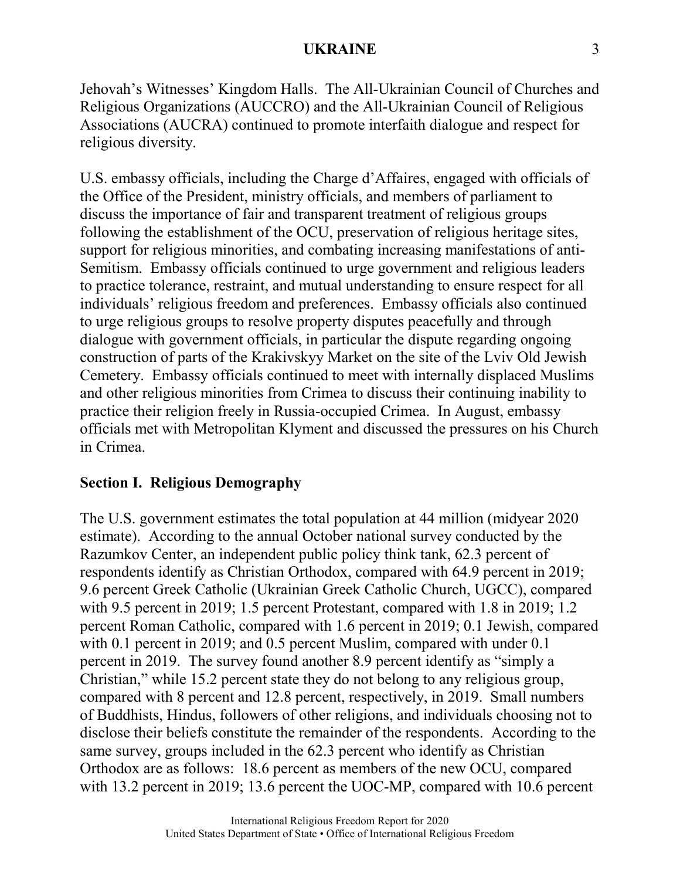Jehovah's Witnesses' Kingdom Halls. The All-Ukrainian Council of Churches and Religious Organizations (AUCCRO) and the All-Ukrainian Council of Religious Associations (AUCRA) continued to promote interfaith dialogue and respect for religious diversity.

U.S. embassy officials, including the Charge d'Affaires, engaged with officials of the Office of the President, ministry officials, and members of parliament to discuss the importance of fair and transparent treatment of religious groups following the establishment of the OCU, preservation of religious heritage sites, support for religious minorities, and combating increasing manifestations of anti-Semitism. Embassy officials continued to urge government and religious leaders to practice tolerance, restraint, and mutual understanding to ensure respect for all individuals' religious freedom and preferences. Embassy officials also continued to urge religious groups to resolve property disputes peacefully and through dialogue with government officials, in particular the dispute regarding ongoing construction of parts of the Krakivskyy Market on the site of the Lviv Old Jewish Cemetery. Embassy officials continued to meet with internally displaced Muslims and other religious minorities from Crimea to discuss their continuing inability to practice their religion freely in Russia-occupied Crimea. In August, embassy officials met with Metropolitan Klyment and discussed the pressures on his Church in Crimea.

## Section I. Religious Demography

The U.S. government estimates the total population at 44 million (midyear 2020 estimate). According to the annual October national survey conducted by the Razumkov Center, an independent public policy think tank, 62.3 percent of respondents identify as Christian Orthodox, compared with 64.9 percent in 2019; 9.6 percent Greek Catholic (Ukrainian Greek Catholic Church, UGCC), compared with 9.5 percent in 2019; 1.5 percent Protestant, compared with 1.8 in 2019; 1.2 percent Roman Catholic, compared with 1.6 percent in 2019; 0.1 Jewish, compared with 0.1 percent in 2019; and 0.5 percent Muslim, compared with under 0.1 percent in 2019. The survey found another 8.9 percent identify as "simply a Christian," while 15.2 percent state they do not belong to any religious group, compared with 8 percent and 12.8 percent, respectively, in 2019. Small numbers of Buddhists, Hindus, followers of other religions, and individuals choosing not to disclose their beliefs constitute the remainder of the respondents. According to the same survey, groups included in the 62.3 percent who identify as Christian Orthodox are as follows: 18.6 percent as members of the new OCU, compared with 13.2 percent in 2019; 13.6 percent the UOC-MP, compared with 10.6 percent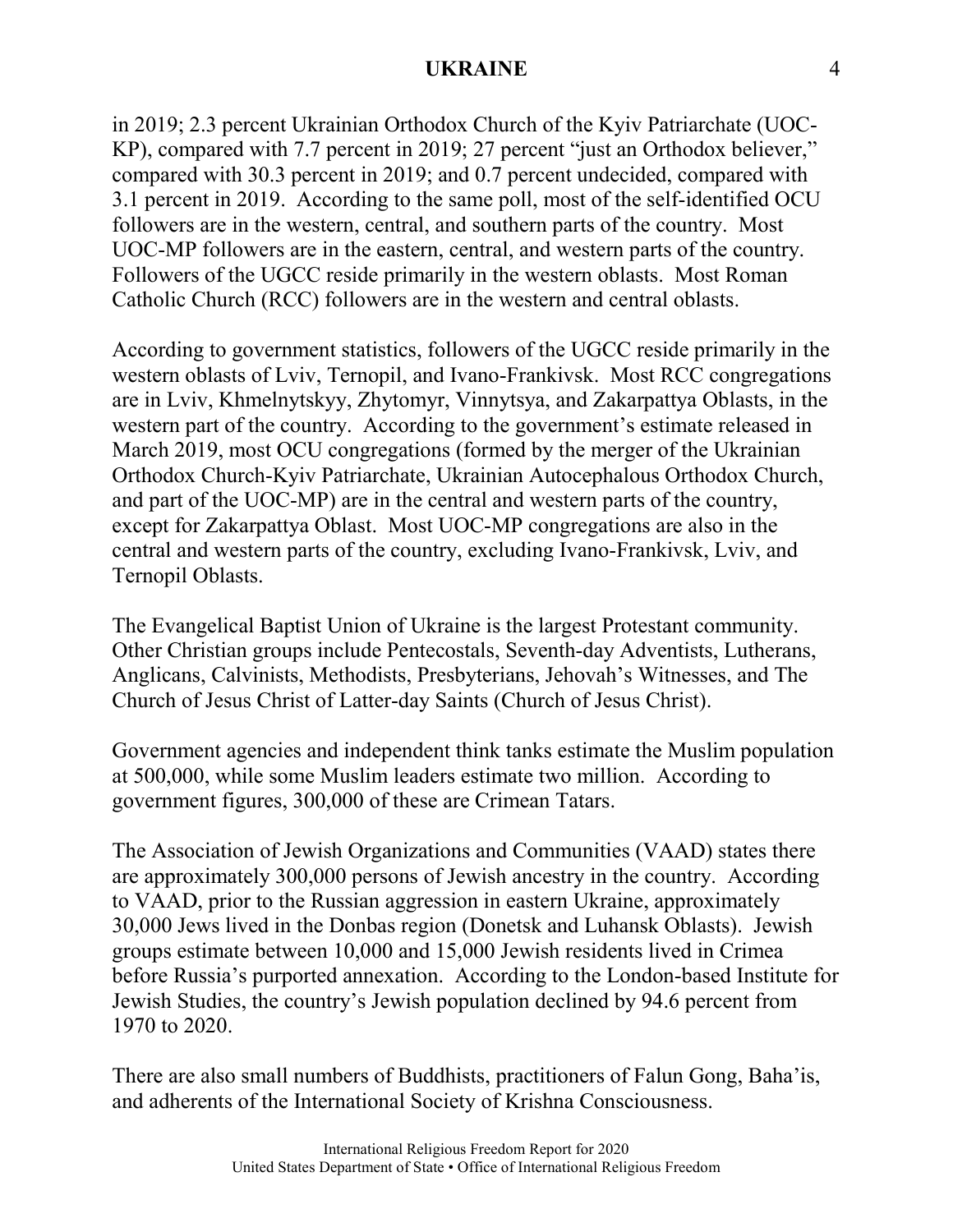in 2019; 2.3 percent Ukrainian Orthodox Church of the Kyiv Patriarchate (UOC-KP), compared with 7.7 percent in 2019; 27 percent "just an Orthodox believer," compared with 30.3 percent in 2019; and 0.7 percent undecided, compared with 3.1 percent in 2019. According to the same poll, most of the self-identified OCU followers are in the western, central, and southern parts of the country. Most UOC-MP followers are in the eastern, central, and western parts of the country. Followers of the UGCC reside primarily in the western oblasts. Most Roman Catholic Church (RCC) followers are in the western and central oblasts.

According to government statistics, followers of the UGCC reside primarily in the western oblasts of Lviv, Ternopil, and Ivano-Frankivsk. Most RCC congregations are in Lviv, Khmelnytskyy, Zhytomyr, Vinnytsya, and Zakarpattya Oblasts, in the western part of the country. According to the government's estimate released in March 2019, most OCU congregations (formed by the merger of the Ukrainian Orthodox Church-Kyiv Patriarchate, Ukrainian Autocephalous Orthodox Church, and part of the UOC-MP) are in the central and western parts of the country, except for Zakarpattya Oblast. Most UOC-MP congregations are also in the central and western parts of the country, excluding Ivano-Frankivsk, Lviv, and Ternopil Oblasts.

The Evangelical Baptist Union of Ukraine is the largest Protestant community. Other Christian groups include Pentecostals, Seventh-day Adventists, Lutherans, Anglicans, Calvinists, Methodists, Presbyterians, Jehovah's Witnesses, and The Church of Jesus Christ of Latter-day Saints (Church of Jesus Christ).

Government agencies and independent think tanks estimate the Muslim population at 500,000, while some Muslim leaders estimate two million. According to government figures, 300,000 of these are Crimean Tatars.

The Association of Jewish Organizations and Communities (VAAD) states there are approximately 300,000 persons of Jewish ancestry in the country. According to VAAD, prior to the Russian aggression in eastern Ukraine, approximately 30,000 Jews lived in the Donbas region (Donetsk and Luhansk Oblasts). Jewish groups estimate between 10,000 and 15,000 Jewish residents lived in Crimea before Russia's purported annexation. According to the London-based Institute for Jewish Studies, the country's Jewish population declined by 94.6 percent from 1970 to 2020.

There are also small numbers of Buddhists, practitioners of Falun Gong, Baha'is, and adherents of the International Society of Krishna Consciousness.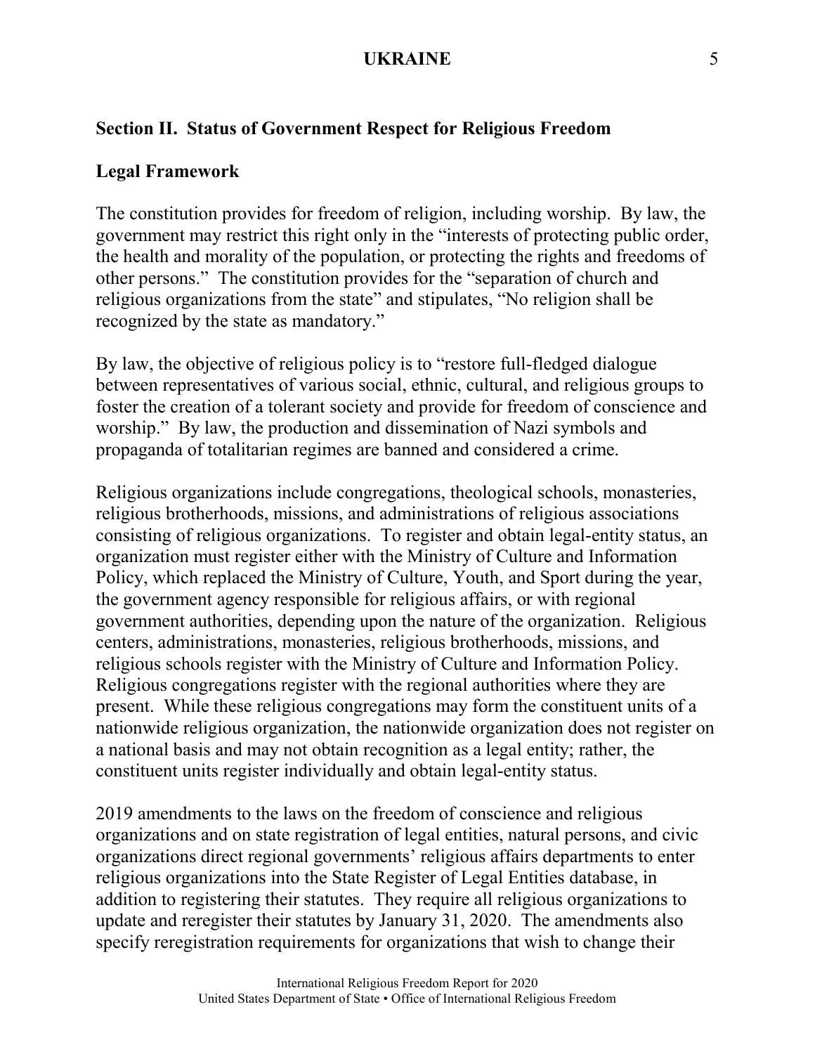## Section II. Status of Government Respect for Religious Freedom

### Legal Framework

The constitution provides for freedom of religion, including worship. By law, the government may restrict this right only in the "interests of protecting public order, the health and morality of the population, or protecting the rights and freedoms of other persons." The constitution provides for the "separation of church and religious organizations from the state" and stipulates, "No religion shall be recognized by the state as mandatory."

By law, the objective of religious policy is to "restore full-fledged dialogue between representatives of various social, ethnic, cultural, and religious groups to foster the creation of a tolerant society and provide for freedom of conscience and worship." By law, the production and dissemination of Nazi symbols and propaganda of totalitarian regimes are banned and considered a crime.

Religious organizations include congregations, theological schools, monasteries, religious brotherhoods, missions, and administrations of religious associations consisting of religious organizations. To register and obtain legal-entity status, an organization must register either with the Ministry of Culture and Information Policy, which replaced the Ministry of Culture, Youth, and Sport during the year, the government agency responsible for religious affairs, or with regional government authorities, depending upon the nature of the organization. Religious centers, administrations, monasteries, religious brotherhoods, missions, and religious schools register with the Ministry of Culture and Information Policy. Religious congregations register with the regional authorities where they are present. While these religious congregations may form the constituent units of a nationwide religious organization, the nationwide organization does not register on a national basis and may not obtain recognition as a legal entity; rather, the constituent units register individually and obtain legal-entity status.

2019 amendments to the laws on the freedom of conscience and religious organizations and on state registration of legal entities, natural persons, and civic organizations direct regional governments' religious affairs departments to enter religious organizations into the State Register of Legal Entities database, in addition to registering their statutes. They require all religious organizations to update and reregister their statutes by January 31, 2020. The amendments also specify reregistration requirements for organizations that wish to change their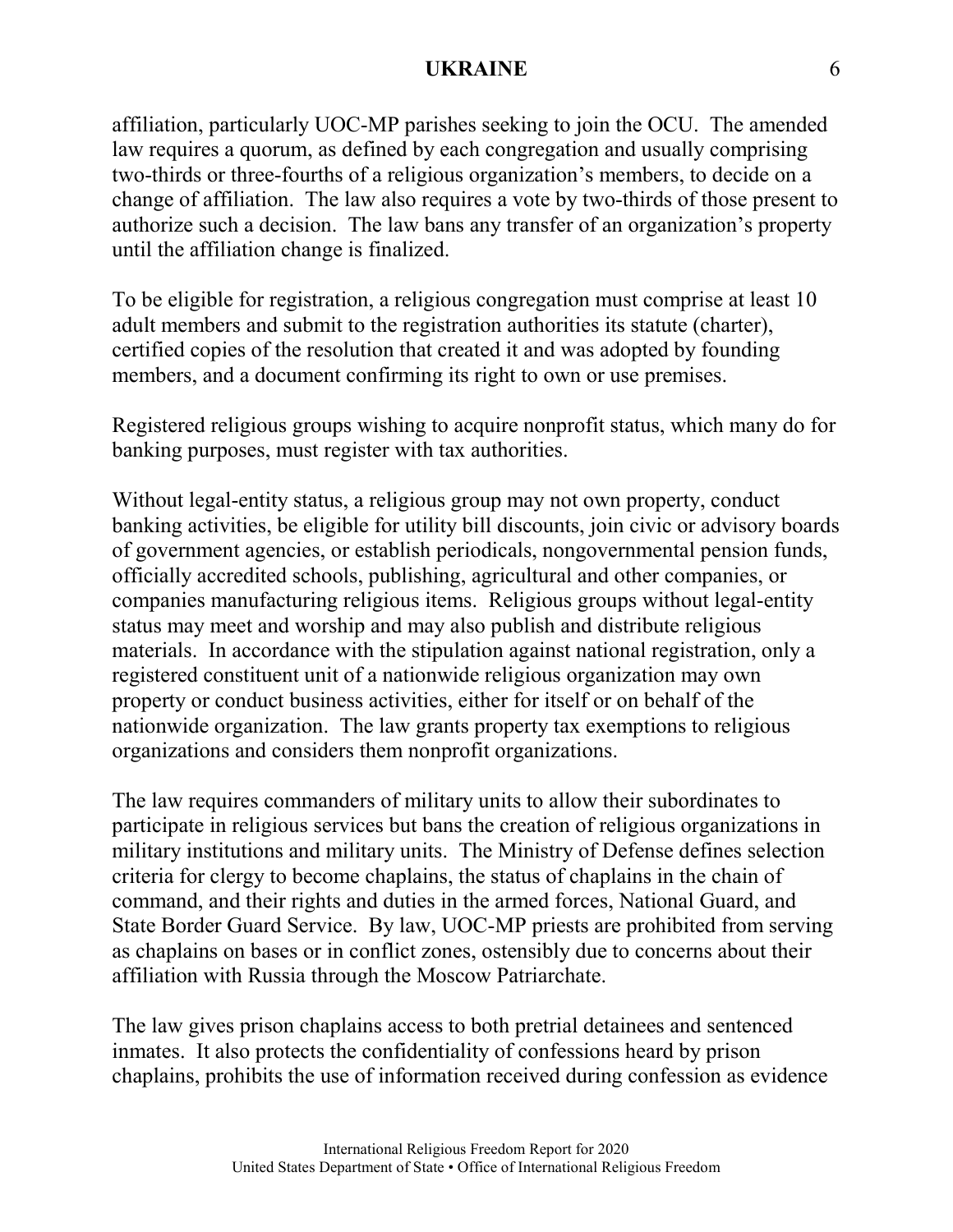affiliation, particularly UOC-MP parishes seeking to join the OCU. The amended law requires a quorum, as defined by each congregation and usually comprising two-thirds or three-fourths of a religious organization's members, to decide on a change of affiliation. The law also requires a vote by two-thirds of those present to authorize such a decision. The law bans any transfer of an organization's property until the affiliation change is finalized.

To be eligible for registration, a religious congregation must comprise at least 10 adult members and submit to the registration authorities its statute (charter), certified copies of the resolution that created it and was adopted by founding members, and a document confirming its right to own or use premises.

Registered religious groups wishing to acquire nonprofit status, which many do for banking purposes, must register with tax authorities.

Without legal-entity status, a religious group may not own property, conduct banking activities, be eligible for utility bill discounts, join civic or advisory boards of government agencies, or establish periodicals, nongovernmental pension funds, officially accredited schools, publishing, agricultural and other companies, or companies manufacturing religious items. Religious groups without legal-entity status may meet and worship and may also publish and distribute religious materials. In accordance with the stipulation against national registration, only a registered constituent unit of a nationwide religious organization may own property or conduct business activities, either for itself or on behalf of the nationwide organization. The law grants property tax exemptions to religious organizations and considers them nonprofit organizations.

The law requires commanders of military units to allow their subordinates to participate in religious services but bans the creation of religious organizations in military institutions and military units. The Ministry of Defense defines selection criteria for clergy to become chaplains, the status of chaplains in the chain of command, and their rights and duties in the armed forces, National Guard, and State Border Guard Service. By law, UOC-MP priests are prohibited from serving as chaplains on bases or in conflict zones, ostensibly due to concerns about their affiliation with Russia through the Moscow Patriarchate.

The law gives prison chaplains access to both pretrial detainees and sentenced inmates. It also protects the confidentiality of confessions heard by prison chaplains, prohibits the use of information received during confession as evidence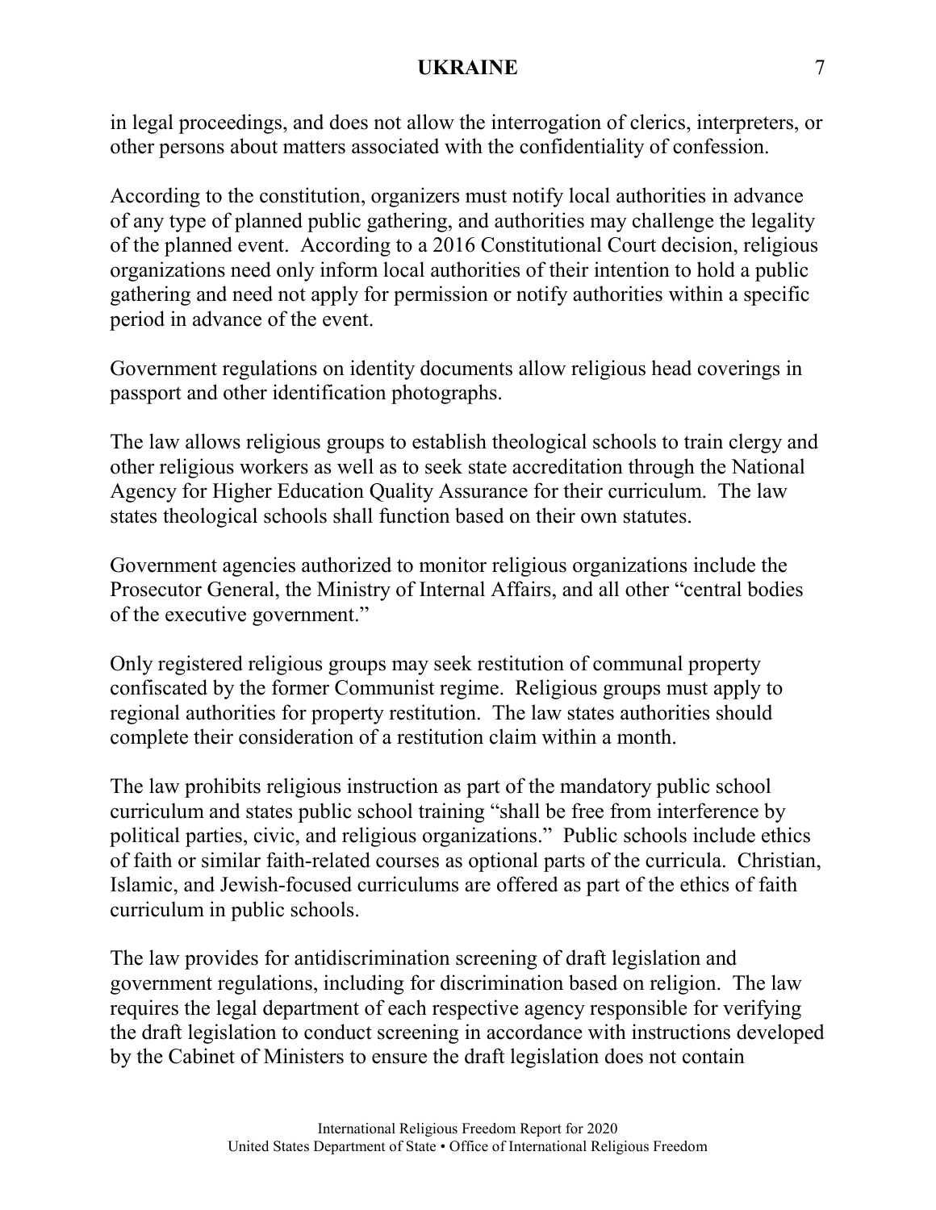in legal proceedings, and does not allow the interrogation of clerics, interpreters, or other persons about matters associated with the confidentiality of confession.

According to the constitution, organizers must notify local authorities in advance of any type of planned public gathering, and authorities may challenge the legality of the planned event. According to a 2016 Constitutional Court decision, religious organizations need only inform local authorities of their intention to hold a public gathering and need not apply for permission or notify authorities within a specific period in advance of the event.

Government regulations on identity documents allow religious head coverings in passport and other identification photographs.

The law allows religious groups to establish theological schools to train clergy and other religious workers as well as to seek state accreditation through the National Agency for Higher Education Quality Assurance for their curriculum. The law states theological schools shall function based on their own statutes.

Government agencies authorized to monitor religious organizations include the Prosecutor General, the Ministry of Internal Affairs, and all other "central bodies of the executive government."

Only registered religious groups may seek restitution of communal property confiscated by the former Communist regime. Religious groups must apply to regional authorities for property restitution. The law states authorities should complete their consideration of a restitution claim within a month.

The law prohibits religious instruction as part of the mandatory public school curriculum and states public school training "shall be free from interference by political parties, civic, and religious organizations." Public schools include ethics of faith or similar faith-related courses as optional parts of the curricula. Christian, Islamic, and Jewish-focused curriculums are offered as part of the ethics of faith curriculum in public schools.

The law provides for antidiscrimination screening of draft legislation and government regulations, including for discrimination based on religion. The law requires the legal department of each respective agency responsible for verifying the draft legislation to conduct screening in accordance with instructions developed by the Cabinet of Ministers to ensure the draft legislation does not contain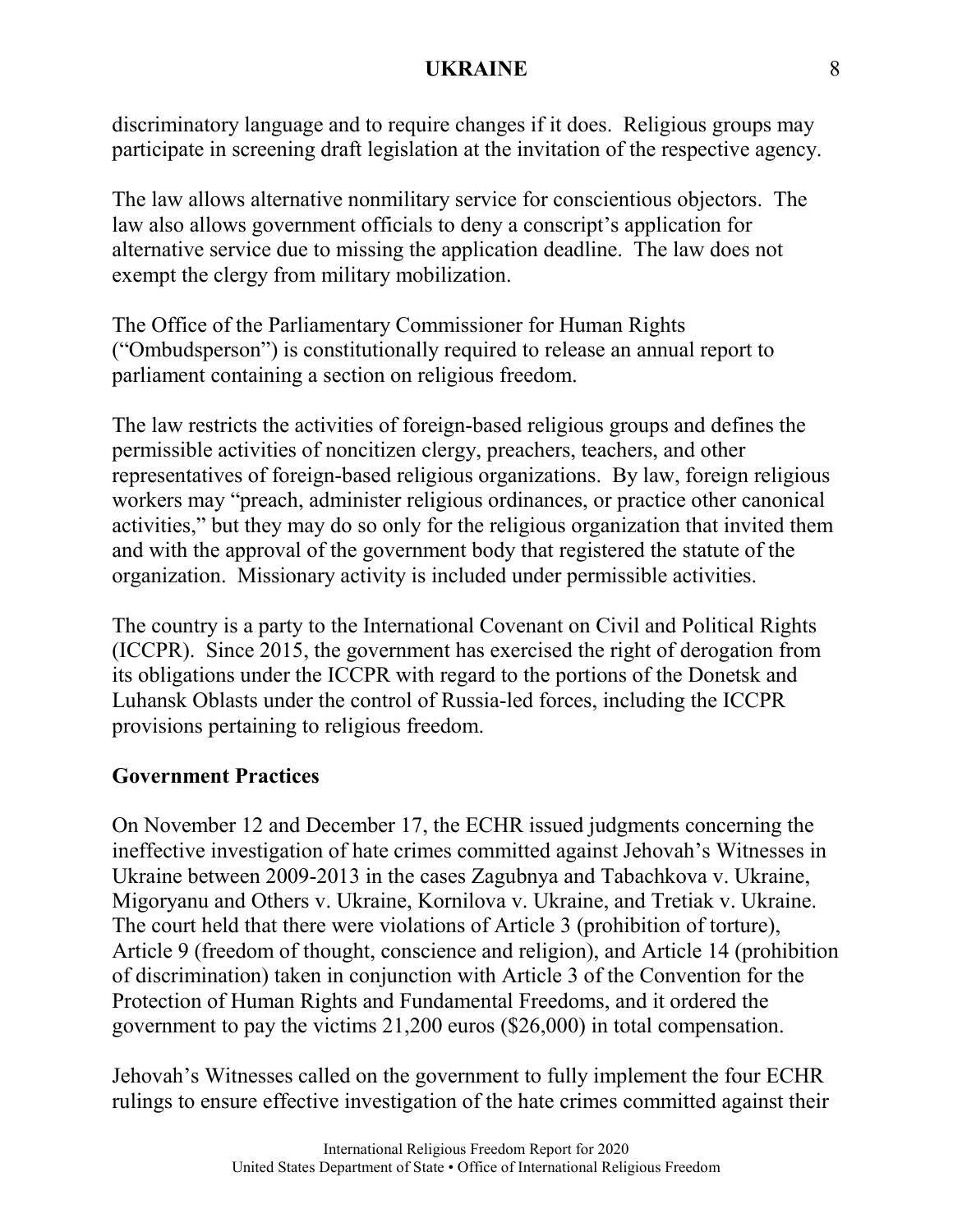discriminatory language and to require changes if it does. Religious groups may participate in screening draft legislation at the invitation of the respective agency.

The law allows alternative nonmilitary service for conscientious objectors. The law also allows government officials to deny a conscript's application for alternative service due to missing the application deadline. The law does not exempt the clergy from military mobilization.

The Office of the Parliamentary Commissioner for Human Rights ("Ombudsperson") is constitutionally required to release an annual report to parliament containing a section on religious freedom.

The law restricts the activities of foreign-based religious groups and defines the permissible activities of noncitizen clergy, preachers, teachers, and other representatives of foreign-based religious organizations. By law, foreign religious workers may "preach, administer religious ordinances, or practice other canonical activities," but they may do so only for the religious organization that invited them and with the approval of the government body that registered the statute of the organization. Missionary activity is included under permissible activities.

The country is a party to the International Covenant on Civil and Political Rights (ICCPR). Since 2015, the government has exercised the right of derogation from its obligations under the ICCPR with regard to the portions of the Donetsk and Luhansk Oblasts under the control of Russia-led forces, including the ICCPR provisions pertaining to religious freedom.

## Government Practices

On November 12 and December 17, the ECHR issued judgments concerning the ineffective investigation of hate crimes committed against Jehovah's Witnesses in Ukraine between 2009-2013 in the cases Zagubnya and Tabachkova v. Ukraine, Migoryanu and Others v. Ukraine, Kornilova v. Ukraine, and Tretiak v. Ukraine. The court held that there were violations of Article 3 (prohibition of torture), Article 9 (freedom of thought, conscience and religion), and Article 14 (prohibition of discrimination) taken in conjunction with Article 3 of the Convention for the Protection of Human Rights and Fundamental Freedoms, and it ordered the government to pay the victims 21,200 euros ($26,000) in total compensation.

Jehovah's Witnesses called on the government to fully implement the four ECHR rulings to ensure effective investigation of the hate crimes committed against their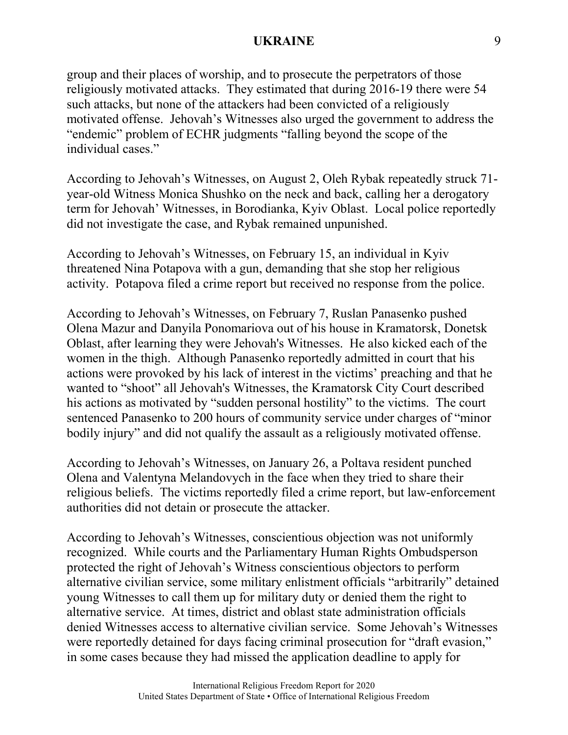group and their places of worship, and to prosecute the perpetrators of those religiously motivated attacks. They estimated that during 2016-19 there were 54 such attacks, but none of the attackers had been convicted of a religiously motivated offense. Jehovah's Witnesses also urged the government to address the "endemic" problem of ECHR judgments "falling beyond the scope of the individual cases."

According to Jehovah's Witnesses, on August 2, Oleh Rybak repeatedly struck 71-year-old Witness Monica Shushko on the neck and back, calling her a derogatory term for Jehovah' Witnesses, in Borodianka, Kyiv Oblast. Local police reportedly did not investigate the case, and Rybak remained unpunished.

According to Jehovah's Witnesses, on February 15, an individual in Kyiv threatened Nina Potapova with a gun, demanding that she stop her religious activity. Potapova filed a crime report but received no response from the police.

According to Jehovah's Witnesses, on February 7, Ruslan Panasenko pushed Olena Mazur and Danyila Ponomariova out of his house in Kramatorsk, Donetsk Oblast, after learning they were Jehovah's Witnesses. He also kicked each of the women in the thigh. Although Panasenko reportedly admitted in court that his actions were provoked by his lack of interest in the victims' preaching and that he wanted to "shoot" all Jehovah's Witnesses, the Kramatorsk City Court described his actions as motivated by "sudden personal hostility" to the victims. The court sentenced Panasenko to 200 hours of community service under charges of "minor bodily injury" and did not qualify the assault as a religiously motivated offense.

According to Jehovah's Witnesses, on January 26, a Poltava resident punched Olena and Valentyna Melandovych in the face when they tried to share their religious beliefs. The victims reportedly filed a crime report, but law-enforcement authorities did not detain or prosecute the attacker.

According to Jehovah's Witnesses, conscientious objection was not uniformly recognized. While courts and the Parliamentary Human Rights Ombudsperson protected the right of Jehovah's Witness conscientious objectors to perform alternative civilian service, some military enlistment officials "arbitrarily" detained young Witnesses to call them up for military duty or denied them the right to alternative service. At times, district and oblast state administration officials denied Witnesses access to alternative civilian service. Some Jehovah's Witnesses were reportedly detained for days facing criminal prosecution for "draft evasion," in some cases because they had missed the application deadline to apply for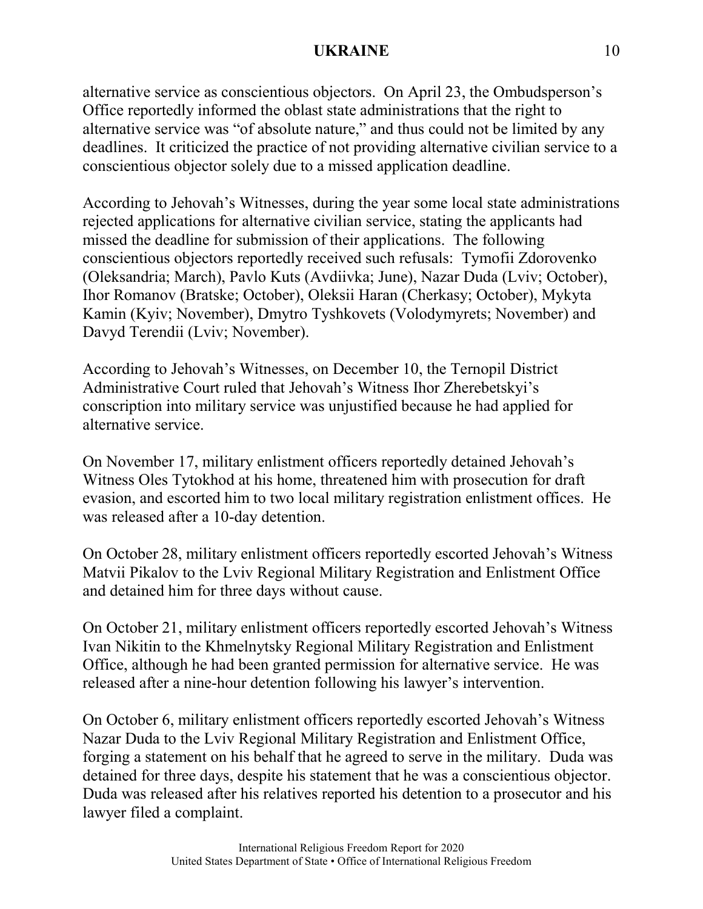alternative service as conscientious objectors. On April 23, the Ombudsperson's Office reportedly informed the oblast state administrations that the right to alternative service was "of absolute nature," and thus could not be limited by any deadlines. It criticized the practice of not providing alternative civilian service to a conscientious objector solely due to a missed application deadline.

According to Jehovah's Witnesses, during the year some local state administrations rejected applications for alternative civilian service, stating the applicants had missed the deadline for submission of their applications. The following conscientious objectors reportedly received such refusals: Tymofii Zdorovenko (Oleksandria; March), Pavlo Kuts (Avdiivka; June), Nazar Duda (Lviv; October), Ihor Romanov (Bratske; October), Oleksii Haran (Cherkasy; October), Mykyta Kamin (Kyiv; November), Dmytro Tyshkovets (Volodymyrets; November) and Davyd Terendii (Lviv; November).

According to Jehovah's Witnesses, on December 10, the Ternopil District Administrative Court ruled that Jehovah's Witness Ihor Zherebetskyi's conscription into military service was unjustified because he had applied for alternative service.

On November 17, military enlistment officers reportedly detained Jehovah's Witness Oles Tytokhod at his home, threatened him with prosecution for draft evasion, and escorted him to two local military registration enlistment offices. He was released after a 10-day detention.

On October 28, military enlistment officers reportedly escorted Jehovah's Witness Matvii Pikalov to the Lviv Regional Military Registration and Enlistment Office and detained him for three days without cause.

On October 21, military enlistment officers reportedly escorted Jehovah's Witness Ivan Nikitin to the Khmelnytsky Regional Military Registration and Enlistment Office, although he had been granted permission for alternative service. He was released after a nine-hour detention following his lawyer's intervention.

On October 6, military enlistment officers reportedly escorted Jehovah's Witness Nazar Duda to the Lviv Regional Military Registration and Enlistment Office, forging a statement on his behalf that he agreed to serve in the military. Duda was detained for three days, despite his statement that he was a conscientious objector. Duda was released after his relatives reported his detention to a prosecutor and his lawyer filed a complaint.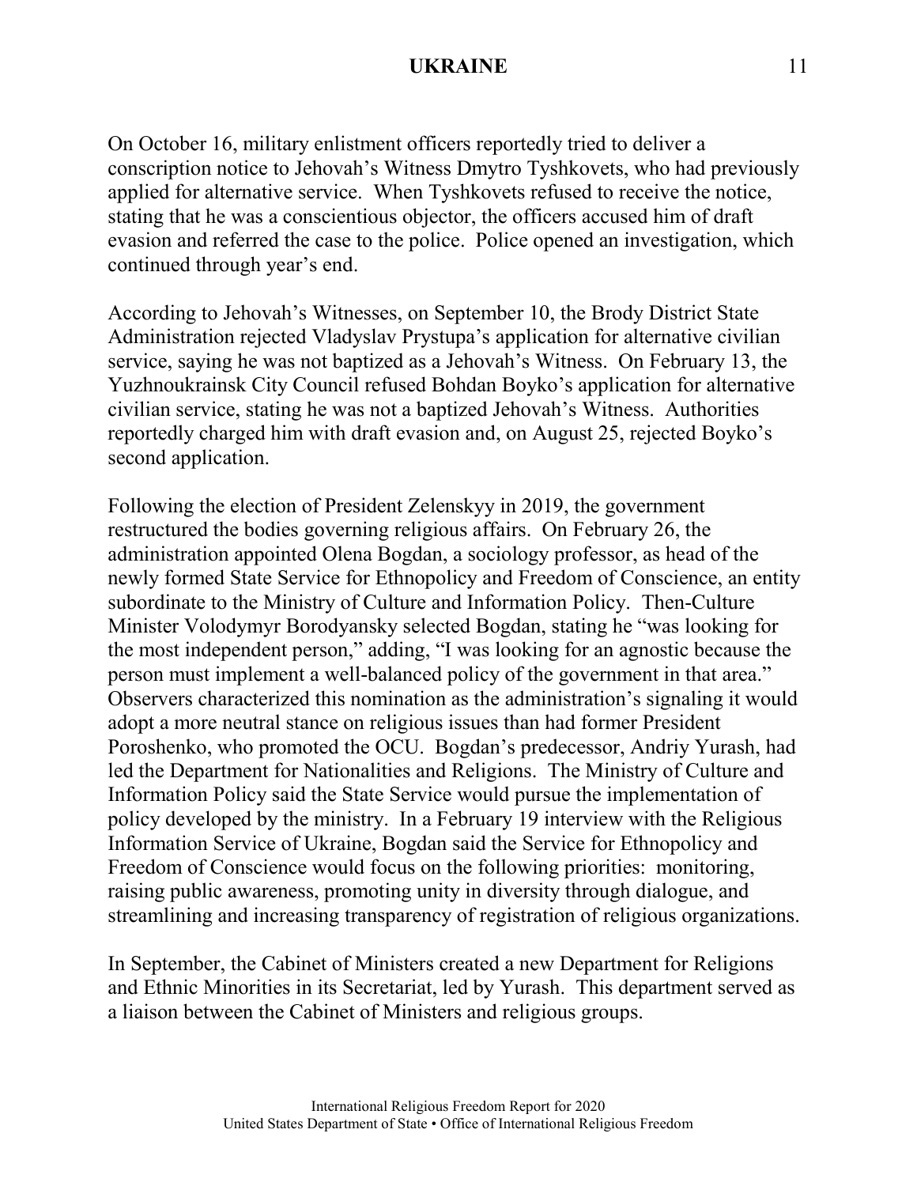On October 16, military enlistment officers reportedly tried to deliver a conscription notice to Jehovah's Witness Dmytro Tyshkovets, who had previously applied for alternative service. When Tyshkovets refused to receive the notice, stating that he was a conscientious objector, the officers accused him of draft evasion and referred the case to the police. Police opened an investigation, which continued through year's end.

According to Jehovah's Witnesses, on September 10, the Brody District State Administration rejected Vladyslav Prystupa's application for alternative civilian service, saying he was not baptized as a Jehovah's Witness. On February 13, the Yuzhnoukrainsk City Council refused Bohdan Boyko's application for alternative civilian service, stating he was not a baptized Jehovah's Witness. Authorities reportedly charged him with draft evasion and, on August 25, rejected Boyko's second application.

Following the election of President Zelenskyy in 2019, the government restructured the bodies governing religious affairs. On February 26, the administration appointed Olena Bogdan, a sociology professor, as head of the newly formed State Service for Ethnopolicy and Freedom of Conscience, an entity subordinate to the Ministry of Culture and Information Policy. Then-Culture Minister Volodymyr Borodyansky selected Bogdan, stating he "was looking for the most independent person," adding, "I was looking for an agnostic because the person must implement a well-balanced policy of the government in that area." Observers characterized this nomination as the administration's signaling it would adopt a more neutral stance on religious issues than had former President Poroshenko, who promoted the OCU. Bogdan's predecessor, Andriy Yurash, had led the Department for Nationalities and Religions. The Ministry of Culture and Information Policy said the State Service would pursue the implementation of policy developed by the ministry. In a February 19 interview with the Religious Information Service of Ukraine, Bogdan said the Service for Ethnopolicy and Freedom of Conscience would focus on the following priorities: monitoring, raising public awareness, promoting unity in diversity through dialogue, and streamlining and increasing transparency of registration of religious organizations.

In September, the Cabinet of Ministers created a new Department for Religions and Ethnic Minorities in its Secretariat, led by Yurash. This department served as a liaison between the Cabinet of Ministers and religious groups.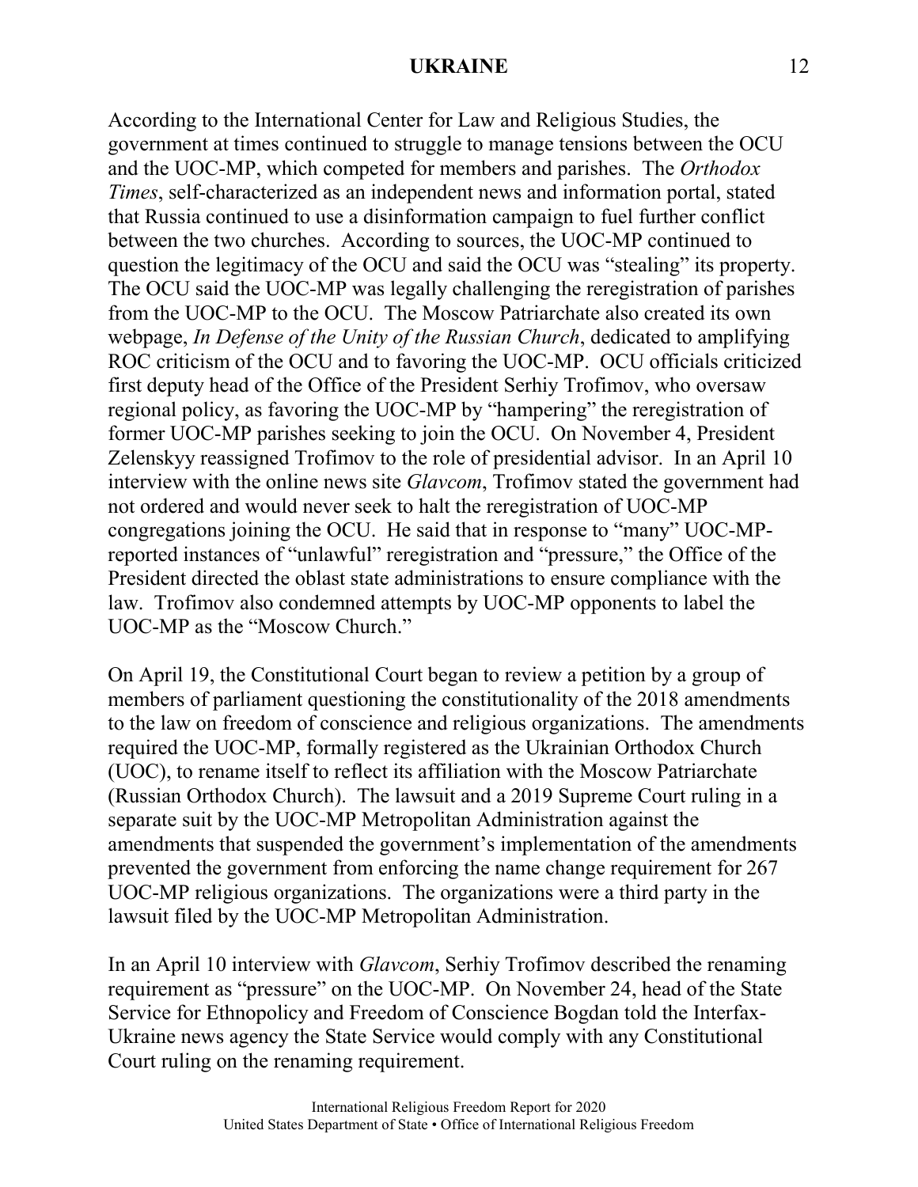According to the International Center for Law and Religious Studies, the government at times continued to struggle to manage tensions between the OCU and the UOC-MP, which competed for members and parishes. The *Orthodox Times*, self-characterized as an independent news and information portal, stated that Russia continued to use a disinformation campaign to fuel further conflict between the two churches. According to sources, the UOC-MP continued to question the legitimacy of the OCU and said the OCU was "stealing" its property. The OCU said the UOC-MP was legally challenging the reregistration of parishes from the UOC-MP to the OCU. The Moscow Patriarchate also created its own webpage, *In Defense of the Unity of the Russian Church*, dedicated to amplifying ROC criticism of the OCU and to favoring the UOC-MP. OCU officials criticized first deputy head of the Office of the President Serhiy Trofimov, who oversaw regional policy, as favoring the UOC-MP by "hampering" the reregistration of former UOC-MP parishes seeking to join the OCU. On November 4, President Zelenskyy reassigned Trofimov to the role of presidential advisor. In an April 10 interview with the online news site *Glavcom*, Trofimov stated the government had not ordered and would never seek to halt the reregistration of UOC-MP congregations joining the OCU. He said that in response to "many" UOC-MP-reported instances of "unlawful" reregistration and "pressure," the Office of the President directed the oblast state administrations to ensure compliance with the law. Trofimov also condemned attempts by UOC-MP opponents to label the UOC-MP as the "Moscow Church."

On April 19, the Constitutional Court began to review a petition by a group of members of parliament questioning the constitutionality of the 2018 amendments to the law on freedom of conscience and religious organizations. The amendments required the UOC-MP, formally registered as the Ukrainian Orthodox Church (UOC), to rename itself to reflect its affiliation with the Moscow Patriarchate (Russian Orthodox Church). The lawsuit and a 2019 Supreme Court ruling in a separate suit by the UOC-MP Metropolitan Administration against the amendments that suspended the government's implementation of the amendments prevented the government from enforcing the name change requirement for 267 UOC-MP religious organizations. The organizations were a third party in the lawsuit filed by the UOC-MP Metropolitan Administration.

In an April 10 interview with *Glavcom*, Serhiy Trofimov described the renaming requirement as "pressure" on the UOC-MP. On November 24, head of the State Service for Ethnopolicy and Freedom of Conscience Bogdan told the Interfax-Ukraine news agency the State Service would comply with any Constitutional Court ruling on the renaming requirement.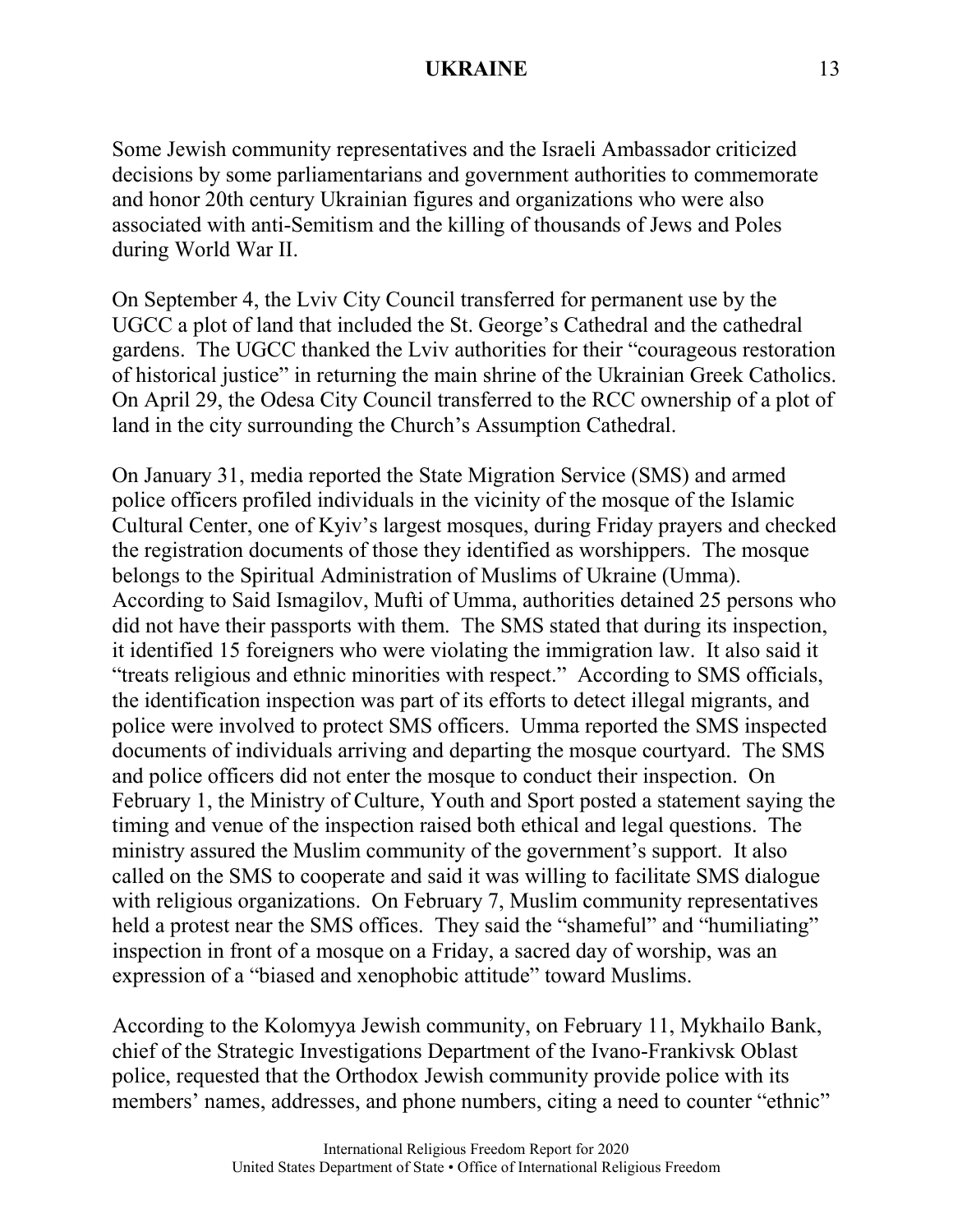Some Jewish community representatives and the Israeli Ambassador criticized decisions by some parliamentarians and government authorities to commemorate and honor 20th century Ukrainian figures and organizations who were also associated with anti-Semitism and the killing of thousands of Jews and Poles during World War II.

On September 4, the Lviv City Council transferred for permanent use by the UGCC a plot of land that included the St. George's Cathedral and the cathedral gardens. The UGCC thanked the Lviv authorities for their "courageous restoration of historical justice" in returning the main shrine of the Ukrainian Greek Catholics. On April 29, the Odesa City Council transferred to the RCC ownership of a plot of land in the city surrounding the Church's Assumption Cathedral.

On January 31, media reported the State Migration Service (SMS) and armed police officers profiled individuals in the vicinity of the mosque of the Islamic Cultural Center, one of Kyiv's largest mosques, during Friday prayers and checked the registration documents of those they identified as worshippers. The mosque belongs to the Spiritual Administration of Muslims of Ukraine (Umma). According to Said Ismagilov, Mufti of Umma, authorities detained 25 persons who did not have their passports with them. The SMS stated that during its inspection, it identified 15 foreigners who were violating the immigration law. It also said it "treats religious and ethnic minorities with respect." According to SMS officials, the identification inspection was part of its efforts to detect illegal migrants, and police were involved to protect SMS officers. Umma reported the SMS inspected documents of individuals arriving and departing the mosque courtyard. The SMS and police officers did not enter the mosque to conduct their inspection. On February 1, the Ministry of Culture, Youth and Sport posted a statement saying the timing and venue of the inspection raised both ethical and legal questions. The ministry assured the Muslim community of the government's support. It also called on the SMS to cooperate and said it was willing to facilitate SMS dialogue with religious organizations. On February 7, Muslim community representatives held a protest near the SMS offices. They said the "shameful" and "humiliating" inspection in front of a mosque on a Friday, a sacred day of worship, was an expression of a "biased and xenophobic attitude" toward Muslims.

According to the Kolomyya Jewish community, on February 11, Mykhailo Bank, chief of the Strategic Investigations Department of the Ivano-Frankivsk Oblast police, requested that the Orthodox Jewish community provide police with its members' names, addresses, and phone numbers, citing a need to counter "ethnic"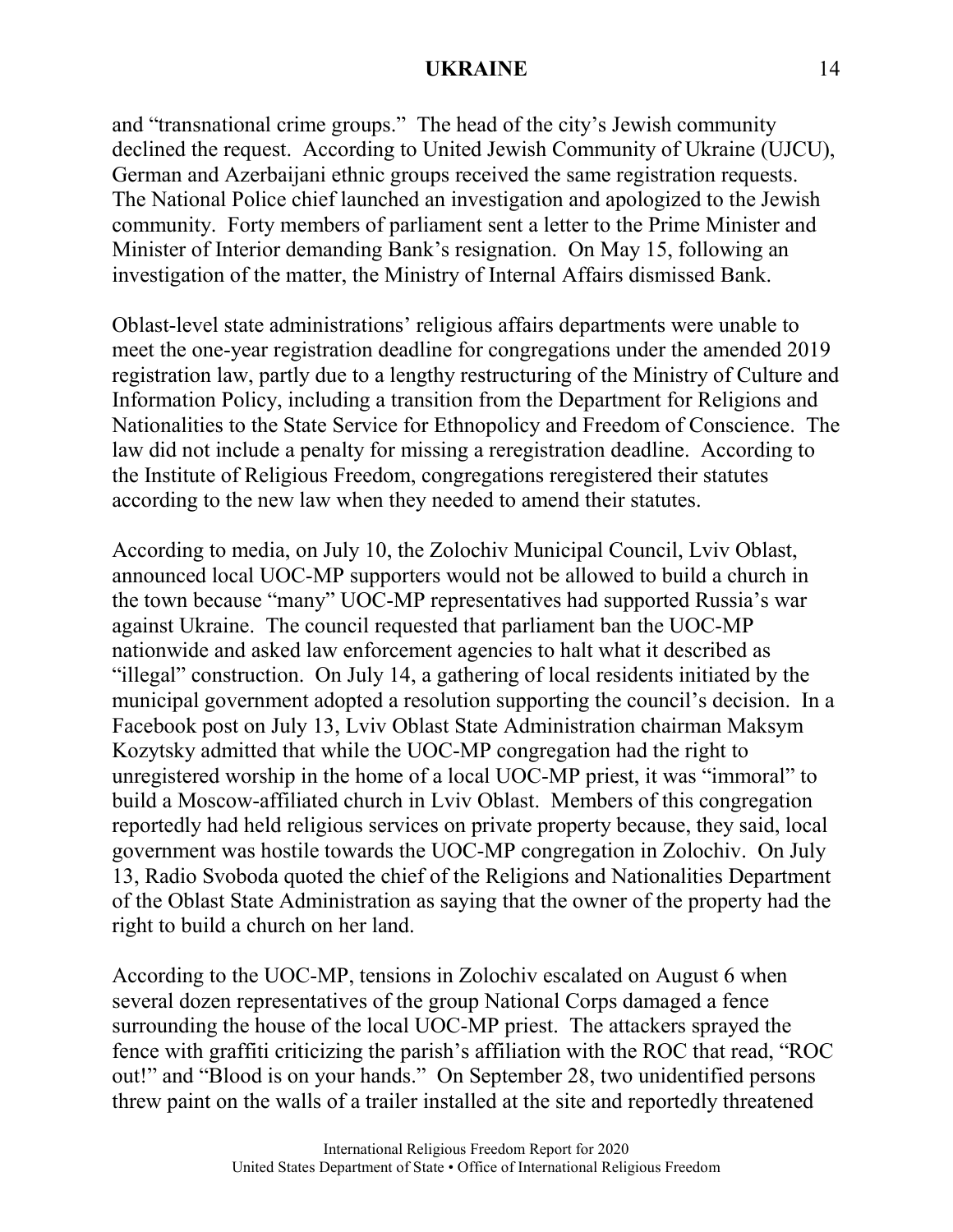and "transnational crime groups." The head of the city's Jewish community declined the request. According to United Jewish Community of Ukraine (UJCU), German and Azerbaijani ethnic groups received the same registration requests. The National Police chief launched an investigation and apologized to the Jewish community. Forty members of parliament sent a letter to the Prime Minister and Minister of Interior demanding Bank's resignation. On May 15, following an investigation of the matter, the Ministry of Internal Affairs dismissed Bank.

Oblast-level state administrations' religious affairs departments were unable to meet the one-year registration deadline for congregations under the amended 2019 registration law, partly due to a lengthy restructuring of the Ministry of Culture and Information Policy, including a transition from the Department for Religions and Nationalities to the State Service for Ethnopolicy and Freedom of Conscience. The law did not include a penalty for missing a reregistration deadline. According to the Institute of Religious Freedom, congregations reregistered their statutes according to the new law when they needed to amend their statutes.

According to media, on July 10, the Zolochiv Municipal Council, Lviv Oblast, announced local UOC-MP supporters would not be allowed to build a church in the town because "many" UOC-MP representatives had supported Russia's war against Ukraine. The council requested that parliament ban the UOC-MP nationwide and asked law enforcement agencies to halt what it described as "illegal" construction. On July 14, a gathering of local residents initiated by the municipal government adopted a resolution supporting the council's decision. In a Facebook post on July 13, Lviv Oblast State Administration chairman Maksym Kozytsky admitted that while the UOC-MP congregation had the right to unregistered worship in the home of a local UOC-MP priest, it was "immoral" to build a Moscow-affiliated church in Lviv Oblast. Members of this congregation reportedly had held religious services on private property because, they said, local government was hostile towards the UOC-MP congregation in Zolochiv. On July 13, Radio Svoboda quoted the chief of the Religions and Nationalities Department of the Oblast State Administration as saying that the owner of the property had the right to build a church on her land.

According to the UOC-MP, tensions in Zolochiv escalated on August 6 when several dozen representatives of the group National Corps damaged a fence surrounding the house of the local UOC-MP priest. The attackers sprayed the fence with graffiti criticizing the parish's affiliation with the ROC that read, "ROC out!" and "Blood is on your hands." On September 28, two unidentified persons threw paint on the walls of a trailer installed at the site and reportedly threatened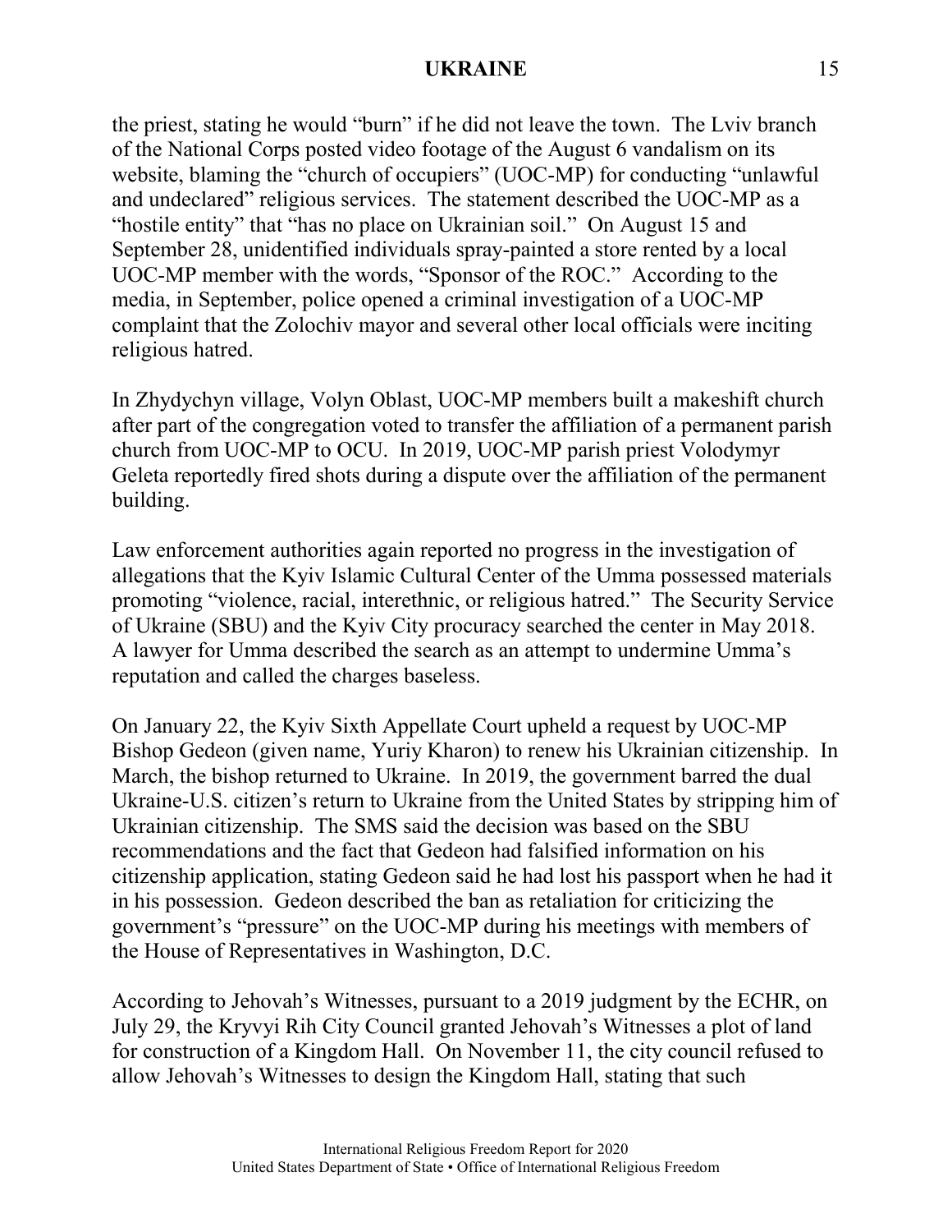the priest, stating he would "burn" if he did not leave the town. The Lviv branch of the National Corps posted video footage of the August 6 vandalism on its website, blaming the "church of occupiers" (UOC-MP) for conducting "unlawful and undeclared" religious services. The statement described the UOC-MP as a "hostile entity" that "has no place on Ukrainian soil." On August 15 and September 28, unidentified individuals spray-painted a store rented by a local UOC-MP member with the words, "Sponsor of the ROC." According to the media, in September, police opened a criminal investigation of a UOC-MP complaint that the Zolochiv mayor and several other local officials were inciting religious hatred.

In Zhydychyn village, Volyn Oblast, UOC-MP members built a makeshift church after part of the congregation voted to transfer the affiliation of a permanent parish church from UOC-MP to OCU. In 2019, UOC-MP parish priest Volodymyr Geleta reportedly fired shots during a dispute over the affiliation of the permanent building.

Law enforcement authorities again reported no progress in the investigation of allegations that the Kyiv Islamic Cultural Center of the Umma possessed materials promoting "violence, racial, interethnic, or religious hatred." The Security Service of Ukraine (SBU) and the Kyiv City procuracy searched the center in May 2018. A lawyer for Umma described the search as an attempt to undermine Umma's reputation and called the charges baseless.

On January 22, the Kyiv Sixth Appellate Court upheld a request by UOC-MP Bishop Gedeon (given name, Yuriy Kharon) to renew his Ukrainian citizenship. In March, the bishop returned to Ukraine. In 2019, the government barred the dual Ukraine-U.S. citizen's return to Ukraine from the United States by stripping him of Ukrainian citizenship. The SMS said the decision was based on the SBU recommendations and the fact that Gedeon had falsified information on his citizenship application, stating Gedeon said he had lost his passport when he had it in his possession. Gedeon described the ban as retaliation for criticizing the government's "pressure" on the UOC-MP during his meetings with members of the House of Representatives in Washington, D.C.

According to Jehovah's Witnesses, pursuant to a 2019 judgment by the ECHR, on July 29, the Kryvyi Rih City Council granted Jehovah's Witnesses a plot of land for construction of a Kingdom Hall. On November 11, the city council refused to allow Jehovah's Witnesses to design the Kingdom Hall, stating that such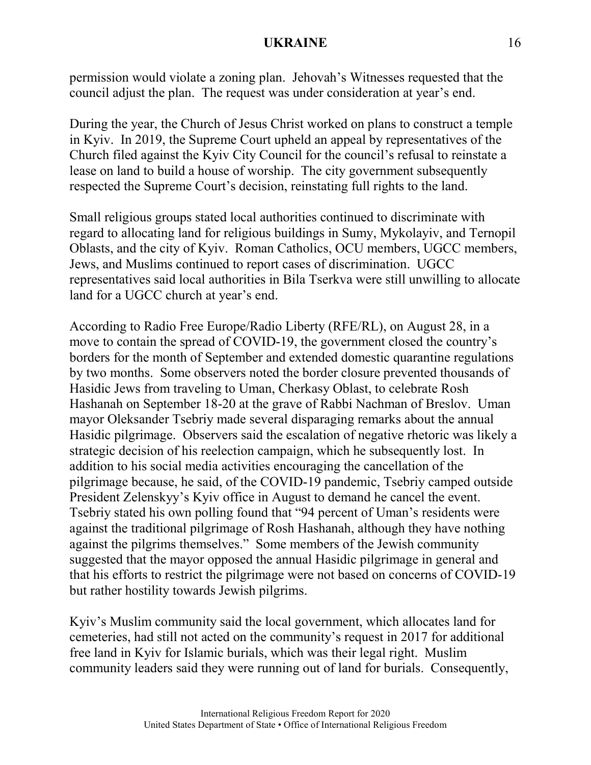permission would violate a zoning plan. Jehovah's Witnesses requested that the council adjust the plan. The request was under consideration at year's end.

During the year, the Church of Jesus Christ worked on plans to construct a temple in Kyiv. In 2019, the Supreme Court upheld an appeal by representatives of the Church filed against the Kyiv City Council for the council's refusal to reinstate a lease on land to build a house of worship. The city government subsequently respected the Supreme Court's decision, reinstating full rights to the land.

Small religious groups stated local authorities continued to discriminate with regard to allocating land for religious buildings in Sumy, Mykolayiv, and Ternopil Oblasts, and the city of Kyiv. Roman Catholics, OCU members, UGCC members, Jews, and Muslims continued to report cases of discrimination. UGCC representatives said local authorities in Bila Tserkva were still unwilling to allocate land for a UGCC church at year's end.

According to Radio Free Europe/Radio Liberty (RFE/RL), on August 28, in a move to contain the spread of COVID-19, the government closed the country's borders for the month of September and extended domestic quarantine regulations by two months. Some observers noted the border closure prevented thousands of Hasidic Jews from traveling to Uman, Cherkasy Oblast, to celebrate Rosh Hashanah on September 18-20 at the grave of Rabbi Nachman of Breslov. Uman mayor Oleksander Tsebriy made several disparaging remarks about the annual Hasidic pilgrimage. Observers said the escalation of negative rhetoric was likely a strategic decision of his reelection campaign, which he subsequently lost. In addition to his social media activities encouraging the cancellation of the pilgrimage because, he said, of the COVID-19 pandemic, Tsebriy camped outside President Zelenskyy's Kyiv office in August to demand he cancel the event. Tsebriy stated his own polling found that "94 percent of Uman's residents were against the traditional pilgrimage of Rosh Hashanah, although they have nothing against the pilgrims themselves." Some members of the Jewish community suggested that the mayor opposed the annual Hasidic pilgrimage in general and that his efforts to restrict the pilgrimage were not based on concerns of COVID-19 but rather hostility towards Jewish pilgrims.

Kyiv's Muslim community said the local government, which allocates land for cemeteries, had still not acted on the community's request in 2017 for additional free land in Kyiv for Islamic burials, which was their legal right. Muslim community leaders said they were running out of land for burials. Consequently,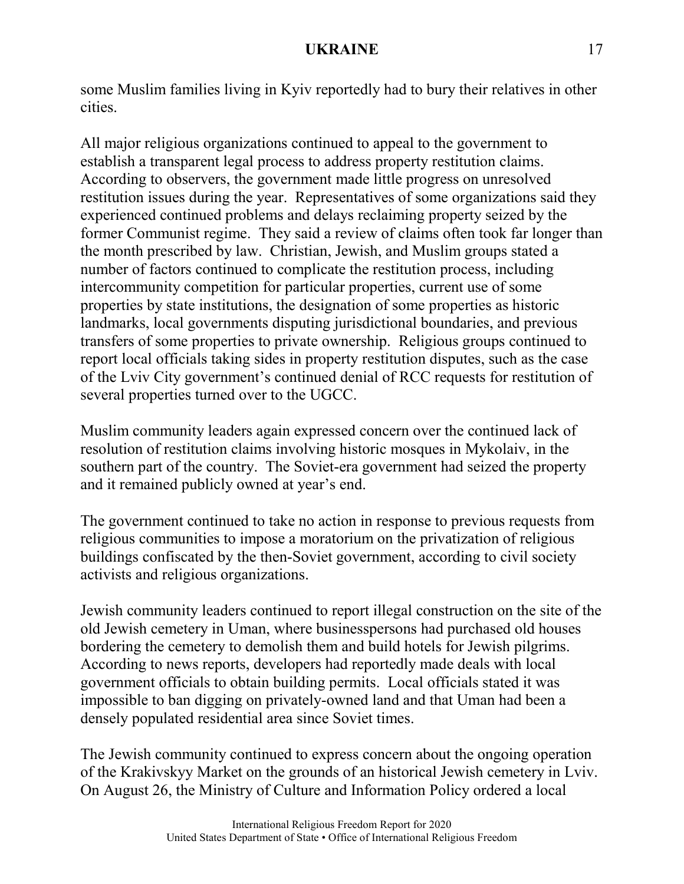some Muslim families living in Kyiv reportedly had to bury their relatives in other cities.

All major religious organizations continued to appeal to the government to establish a transparent legal process to address property restitution claims. According to observers, the government made little progress on unresolved restitution issues during the year. Representatives of some organizations said they experienced continued problems and delays reclaiming property seized by the former Communist regime. They said a review of claims often took far longer than the month prescribed by law. Christian, Jewish, and Muslim groups stated a number of factors continued to complicate the restitution process, including intercommunity competition for particular properties, current use of some properties by state institutions, the designation of some properties as historic landmarks, local governments disputing jurisdictional boundaries, and previous transfers of some properties to private ownership. Religious groups continued to report local officials taking sides in property restitution disputes, such as the case of the Lviv City government's continued denial of RCC requests for restitution of several properties turned over to the UGCC.

Muslim community leaders again expressed concern over the continued lack of resolution of restitution claims involving historic mosques in Mykolaiv, in the southern part of the country. The Soviet-era government had seized the property and it remained publicly owned at year's end.

The government continued to take no action in response to previous requests from religious communities to impose a moratorium on the privatization of religious buildings confiscated by the then-Soviet government, according to civil society activists and religious organizations.

Jewish community leaders continued to report illegal construction on the site of the old Jewish cemetery in Uman, where businesspersons had purchased old houses bordering the cemetery to demolish them and build hotels for Jewish pilgrims. According to news reports, developers had reportedly made deals with local government officials to obtain building permits. Local officials stated it was impossible to ban digging on privately-owned land and that Uman had been a densely populated residential area since Soviet times.

The Jewish community continued to express concern about the ongoing operation of the Krakivskyy Market on the grounds of an historical Jewish cemetery in Lviv. On August 26, the Ministry of Culture and Information Policy ordered a local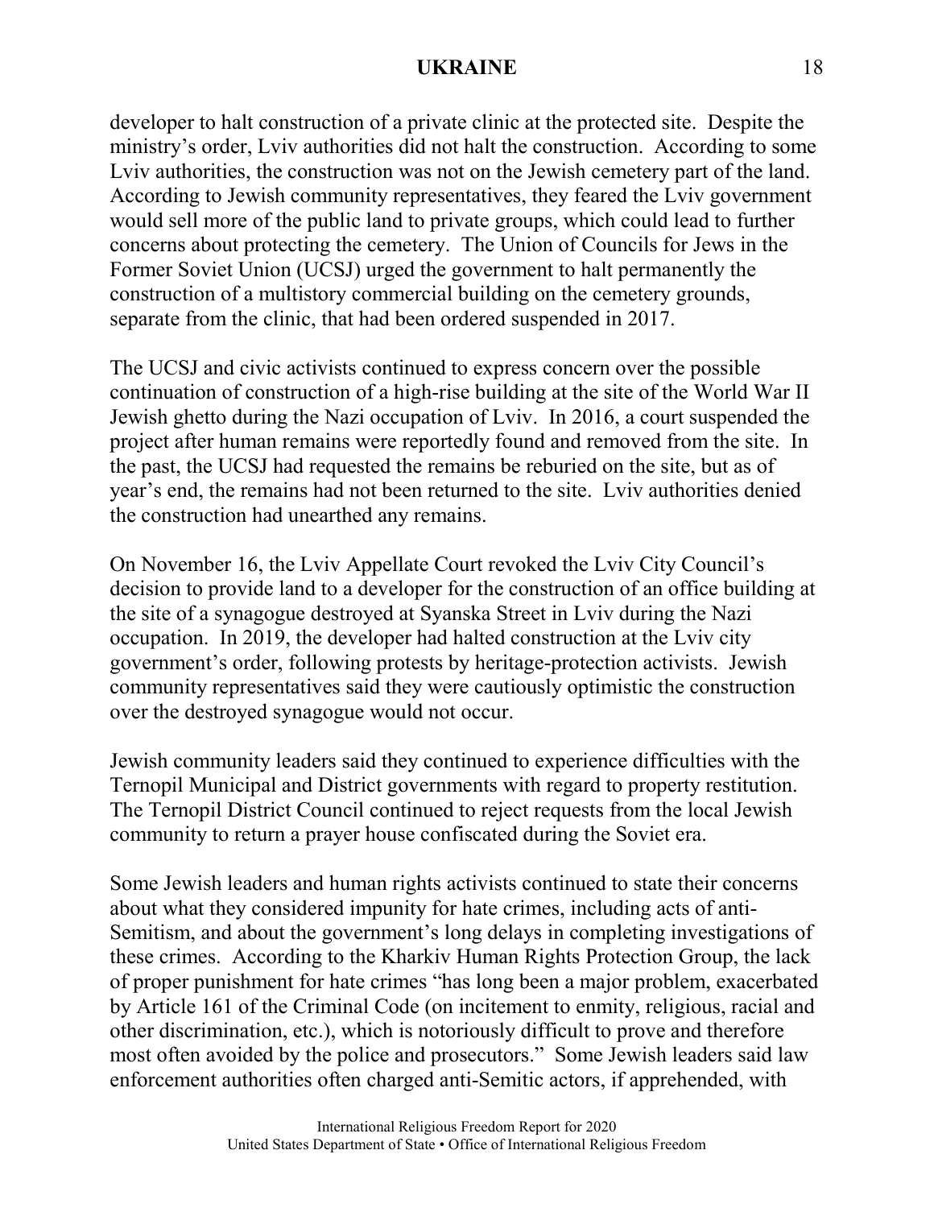developer to halt construction of a private clinic at the protected site. Despite the ministry's order, Lviv authorities did not halt the construction. According to some Lviv authorities, the construction was not on the Jewish cemetery part of the land. According to Jewish community representatives, they feared the Lviv government would sell more of the public land to private groups, which could lead to further concerns about protecting the cemetery. The Union of Councils for Jews in the Former Soviet Union (UCSJ) urged the government to halt permanently the construction of a multistory commercial building on the cemetery grounds, separate from the clinic, that had been ordered suspended in 2017.

The UCSJ and civic activists continued to express concern over the possible continuation of construction of a high-rise building at the site of the World War II Jewish ghetto during the Nazi occupation of Lviv. In 2016, a court suspended the project after human remains were reportedly found and removed from the site. In the past, the UCSJ had requested the remains be reburied on the site, but as of year's end, the remains had not been returned to the site. Lviv authorities denied the construction had unearthed any remains.

On November 16, the Lviv Appellate Court revoked the Lviv City Council's decision to provide land to a developer for the construction of an office building at the site of a synagogue destroyed at Syanska Street in Lviv during the Nazi occupation. In 2019, the developer had halted construction at the Lviv city government's order, following protests by heritage-protection activists. Jewish community representatives said they were cautiously optimistic the construction over the destroyed synagogue would not occur.

Jewish community leaders said they continued to experience difficulties with the Ternopil Municipal and District governments with regard to property restitution. The Ternopil District Council continued to reject requests from the local Jewish community to return a prayer house confiscated during the Soviet era.

Some Jewish leaders and human rights activists continued to state their concerns about what they considered impunity for hate crimes, including acts of anti-Semitism, and about the government's long delays in completing investigations of these crimes. According to the Kharkiv Human Rights Protection Group, the lack of proper punishment for hate crimes "has long been a major problem, exacerbated by Article 161 of the Criminal Code (on incitement to enmity, religious, racial and other discrimination, etc.), which is notoriously difficult to prove and therefore most often avoided by the police and prosecutors." Some Jewish leaders said law enforcement authorities often charged anti-Semitic actors, if apprehended, with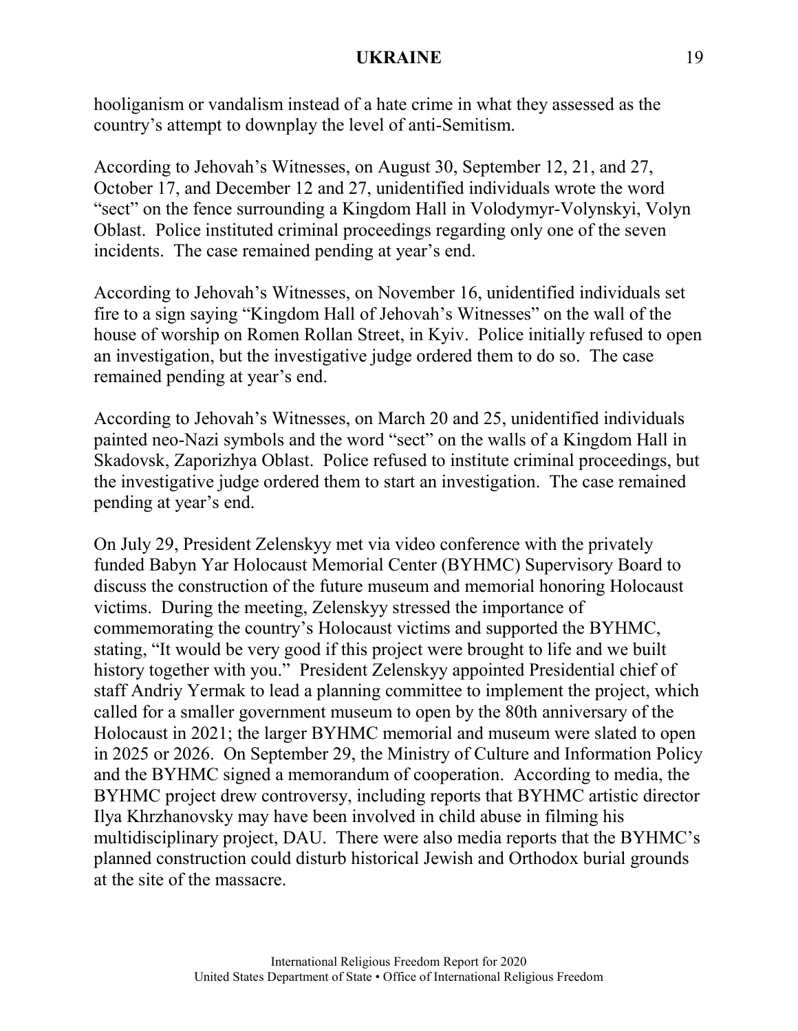hooliganism or vandalism instead of a hate crime in what they assessed as the country's attempt to downplay the level of anti-Semitism.

According to Jehovah's Witnesses, on August 30, September 12, 21, and 27, October 17, and December 12 and 27, unidentified individuals wrote the word "sect" on the fence surrounding a Kingdom Hall in Volodymyr-Volynskyi, Volyn Oblast. Police instituted criminal proceedings regarding only one of the seven incidents. The case remained pending at year's end.

According to Jehovah's Witnesses, on November 16, unidentified individuals set fire to a sign saying "Kingdom Hall of Jehovah's Witnesses" on the wall of the house of worship on Romen Rollan Street, in Kyiv. Police initially refused to open an investigation, but the investigative judge ordered them to do so. The case remained pending at year's end.

According to Jehovah's Witnesses, on March 20 and 25, unidentified individuals painted neo-Nazi symbols and the word "sect" on the walls of a Kingdom Hall in Skadovsk, Zaporizhya Oblast. Police refused to institute criminal proceedings, but the investigative judge ordered them to start an investigation. The case remained pending at year's end.

On July 29, President Zelenskyy met via video conference with the privately funded Babyn Yar Holocaust Memorial Center (BYHMC) Supervisory Board to discuss the construction of the future museum and memorial honoring Holocaust victims. During the meeting, Zelenskyy stressed the importance of commemorating the country's Holocaust victims and supported the BYHMC, stating, "It would be very good if this project were brought to life and we built history together with you." President Zelenskyy appointed Presidential chief of staff Andriy Yermak to lead a planning committee to implement the project, which called for a smaller government museum to open by the 80th anniversary of the Holocaust in 2021; the larger BYHMC memorial and museum were slated to open in 2025 or 2026. On September 29, the Ministry of Culture and Information Policy and the BYHMC signed a memorandum of cooperation. According to media, the BYHMC project drew controversy, including reports that BYHMC artistic director Ilya Khrzhanovsky may have been involved in child abuse in filming his multidisciplinary project, DAU. There were also media reports that the BYHMC's planned construction could disturb historical Jewish and Orthodox burial grounds at the site of the massacre.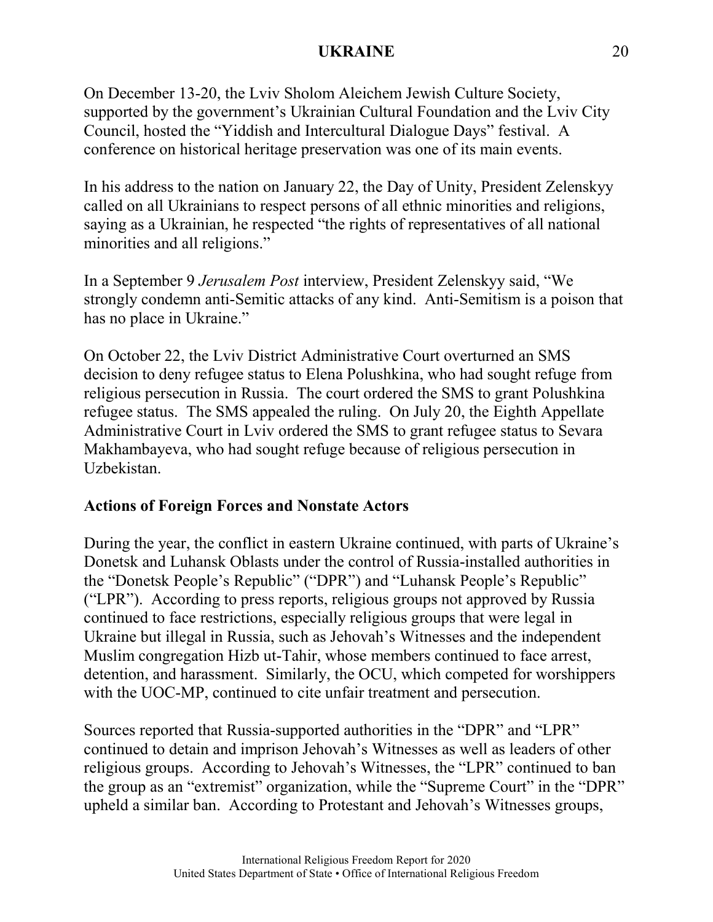On December 13-20, the Lviv Sholom Aleichem Jewish Culture Society, supported by the government's Ukrainian Cultural Foundation and the Lviv City Council, hosted the "Yiddish and Intercultural Dialogue Days" festival. A conference on historical heritage preservation was one of its main events.

In his address to the nation on January 22, the Day of Unity, President Zelenskyy called on all Ukrainians to respect persons of all ethnic minorities and religions, saying as a Ukrainian, he respected "the rights of representatives of all national minorities and all religions."

In a September 9 *Jerusalem Post* interview, President Zelenskyy said, "We strongly condemn anti-Semitic attacks of any kind. Anti-Semitism is a poison that has no place in Ukraine."

On October 22, the Lviv District Administrative Court overturned an SMS decision to deny refugee status to Elena Polushkina, who had sought refuge from religious persecution in Russia. The court ordered the SMS to grant Polushkina refugee status. The SMS appealed the ruling. On July 20, the Eighth Appellate Administrative Court in Lviv ordered the SMS to grant refugee status to Sevara Makhambayeva, who had sought refuge because of religious persecution in Uzbekistan.

## Actions of Foreign Forces and Nonstate Actors

During the year, the conflict in eastern Ukraine continued, with parts of Ukraine's Donetsk and Luhansk Oblasts under the control of Russia-installed authorities in the "Donetsk People's Republic" ("DPR") and "Luhansk People's Republic" ("LPR"). According to press reports, religious groups not approved by Russia continued to face restrictions, especially religious groups that were legal in Ukraine but illegal in Russia, such as Jehovah's Witnesses and the independent Muslim congregation Hizb ut-Tahir, whose members continued to face arrest, detention, and harassment. Similarly, the OCU, which competed for worshippers with the UOC-MP, continued to cite unfair treatment and persecution.

Sources reported that Russia-supported authorities in the "DPR" and "LPR" continued to detain and imprison Jehovah's Witnesses as well as leaders of other religious groups. According to Jehovah's Witnesses, the "LPR" continued to ban the group as an "extremist" organization, while the "Supreme Court" in the "DPR" upheld a similar ban. According to Protestant and Jehovah's Witnesses groups,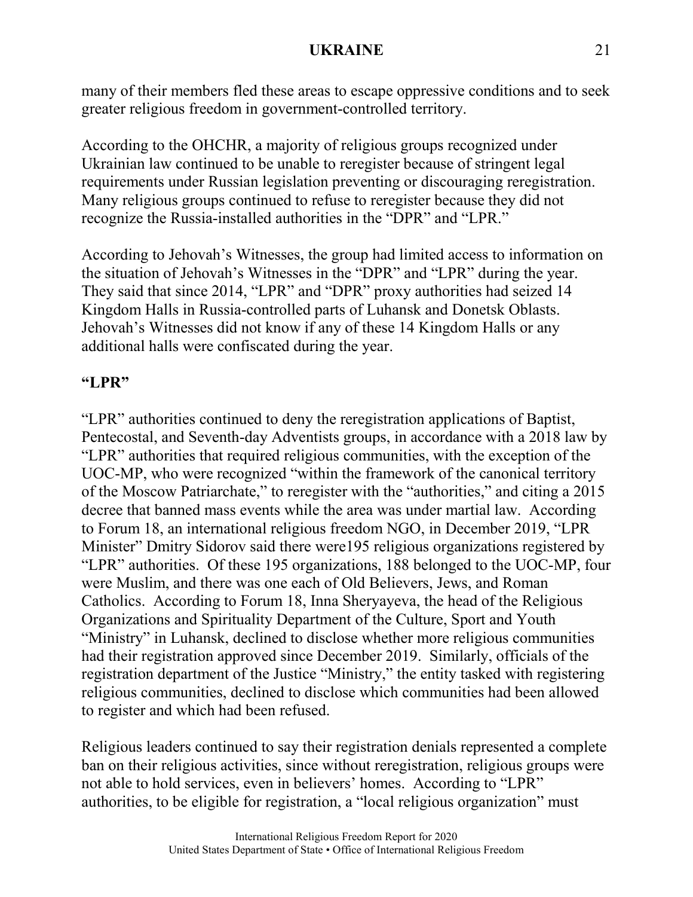many of their members fled these areas to escape oppressive conditions and to seek greater religious freedom in government-controlled territory.

According to the OHCHR, a majority of religious groups recognized under Ukrainian law continued to be unable to reregister because of stringent legal requirements under Russian legislation preventing or discouraging reregistration. Many religious groups continued to refuse to reregister because they did not recognize the Russia-installed authorities in the "DPR" and "LPR."

According to Jehovah's Witnesses, the group had limited access to information on the situation of Jehovah's Witnesses in the "DPR" and "LPR" during the year. They said that since 2014, "LPR" and "DPR" proxy authorities had seized 14 Kingdom Halls in Russia-controlled parts of Luhansk and Donetsk Oblasts. Jehovah's Witnesses did not know if any of these 14 Kingdom Halls or any additional halls were confiscated during the year.

**"LPR"**

"LPR" authorities continued to deny the reregistration applications of Baptist, Pentecostal, and Seventh-day Adventists groups, in accordance with a 2018 law by "LPR" authorities that required religious communities, with the exception of the UOC-MP, who were recognized "within the framework of the canonical territory of the Moscow Patriarchate," to reregister with the "authorities," and citing a 2015 decree that banned mass events while the area was under martial law. According to Forum 18, an international religious freedom NGO, in December 2019, "LPR Minister" Dmitry Sidorov said there were195 religious organizations registered by "LPR" authorities. Of these 195 organizations, 188 belonged to the UOC-MP, four were Muslim, and there was one each of Old Believers, Jews, and Roman Catholics. According to Forum 18, Inna Sheryayeva, the head of the Religious Organizations and Spirituality Department of the Culture, Sport and Youth "Ministry" in Luhansk, declined to disclose whether more religious communities had their registration approved since December 2019. Similarly, officials of the registration department of the Justice "Ministry," the entity tasked with registering religious communities, declined to disclose which communities had been allowed to register and which had been refused.

Religious leaders continued to say their registration denials represented a complete ban on their religious activities, since without reregistration, religious groups were not able to hold services, even in believers' homes. According to "LPR" authorities, to be eligible for registration, a "local religious organization" must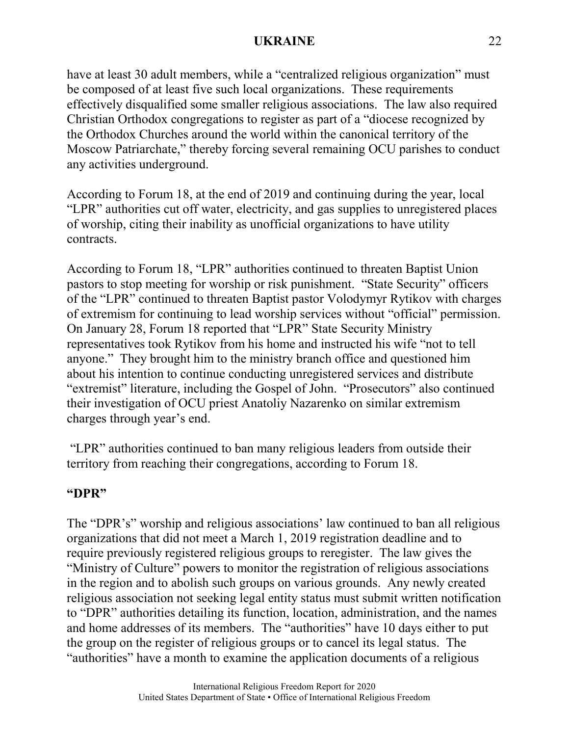have at least 30 adult members, while a "centralized religious organization" must be composed of at least five such local organizations. These requirements effectively disqualified some smaller religious associations. The law also required Christian Orthodox congregations to register as part of a "diocese recognized by the Orthodox Churches around the world within the canonical territory of the Moscow Patriarchate," thereby forcing several remaining OCU parishes to conduct any activities underground.

According to Forum 18, at the end of 2019 and continuing during the year, local "LPR" authorities cut off water, electricity, and gas supplies to unregistered places of worship, citing their inability as unofficial organizations to have utility contracts.

According to Forum 18, "LPR" authorities continued to threaten Baptist Union pastors to stop meeting for worship or risk punishment. "State Security" officers of the "LPR" continued to threaten Baptist pastor Volodymyr Rytikov with charges of extremism for continuing to lead worship services without "official" permission. On January 28, Forum 18 reported that "LPR" State Security Ministry representatives took Rytikov from his home and instructed his wife "not to tell anyone." They brought him to the ministry branch office and questioned him about his intention to continue conducting unregistered services and distribute "extremist" literature, including the Gospel of John. "Prosecutors" also continued their investigation of OCU priest Anatoliy Nazarenko on similar extremism charges through year's end.

"LPR" authorities continued to ban many religious leaders from outside their territory from reaching their congregations, according to Forum 18.

**"DPR"**

The "DPR's" worship and religious associations' law continued to ban all religious organizations that did not meet a March 1, 2019 registration deadline and to require previously registered religious groups to reregister. The law gives the "Ministry of Culture" powers to monitor the registration of religious associations in the region and to abolish such groups on various grounds. Any newly created religious association not seeking legal entity status must submit written notification to "DPR" authorities detailing its function, location, administration, and the names and home addresses of its members. The "authorities" have 10 days either to put the group on the register of religious groups or to cancel its legal status. The "authorities" have a month to examine the application documents of a religious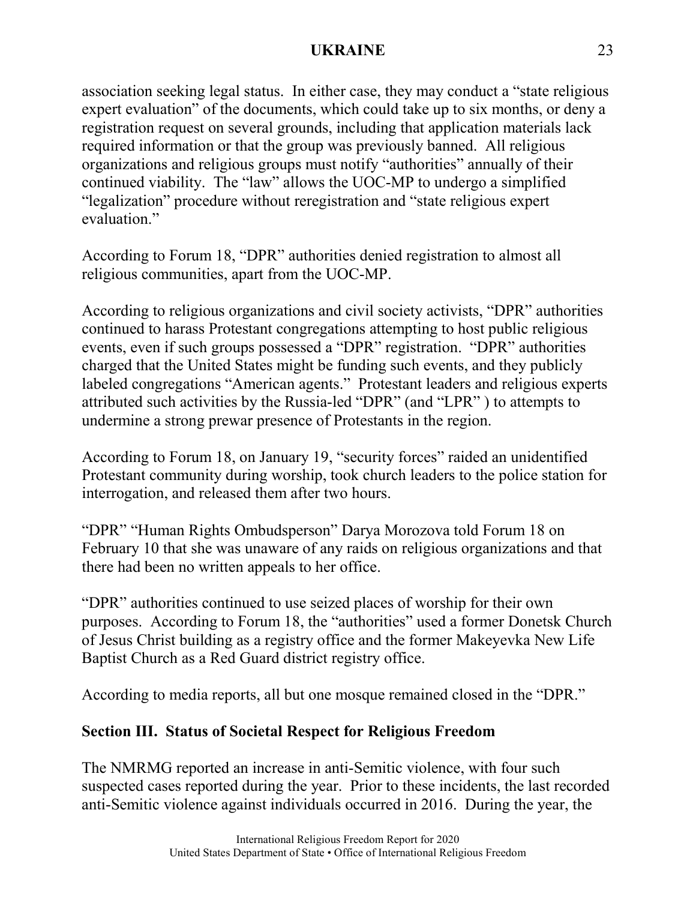association seeking legal status. In either case, they may conduct a "state religious expert evaluation" of the documents, which could take up to six months, or deny a registration request on several grounds, including that application materials lack required information or that the group was previously banned. All religious organizations and religious groups must notify "authorities" annually of their continued viability. The "law" allows the UOC-MP to undergo a simplified "legalization" procedure without reregistration and "state religious expert evaluation."

According to Forum 18, "DPR" authorities denied registration to almost all religious communities, apart from the UOC-MP.

According to religious organizations and civil society activists, "DPR" authorities continued to harass Protestant congregations attempting to host public religious events, even if such groups possessed a "DPR" registration. "DPR" authorities charged that the United States might be funding such events, and they publicly labeled congregations "American agents." Protestant leaders and religious experts attributed such activities by the Russia-led "DPR" (and "LPR" ) to attempts to undermine a strong prewar presence of Protestants in the region.

According to Forum 18, on January 19, "security forces" raided an unidentified Protestant community during worship, took church leaders to the police station for interrogation, and released them after two hours.

"DPR" "Human Rights Ombudsperson" Darya Morozova told Forum 18 on February 10 that she was unaware of any raids on religious organizations and that there had been no written appeals to her office.

"DPR" authorities continued to use seized places of worship for their own purposes. According to Forum 18, the "authorities" used a former Donetsk Church of Jesus Christ building as a registry office and the former Makeyevka New Life Baptist Church as a Red Guard district registry office.

According to media reports, all but one mosque remained closed in the "DPR."

## Section III. Status of Societal Respect for Religious Freedom

The NMRMG reported an increase in anti-Semitic violence, with four such suspected cases reported during the year. Prior to these incidents, the last recorded anti-Semitic violence against individuals occurred in 2016. During the year, the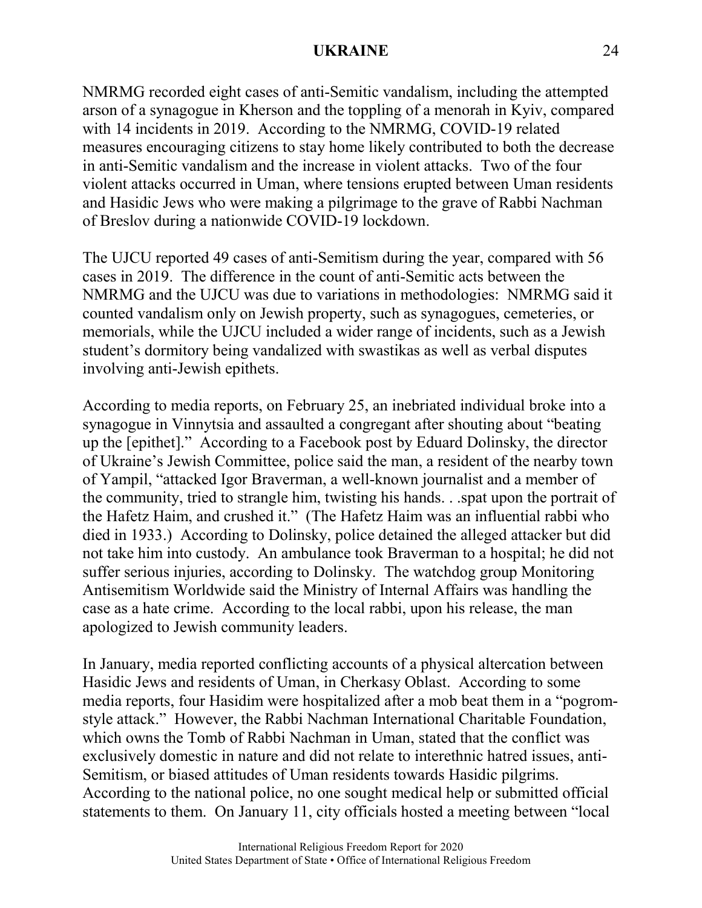NMRMG recorded eight cases of anti-Semitic vandalism, including the attempted arson of a synagogue in Kherson and the toppling of a menorah in Kyiv, compared with 14 incidents in 2019. According to the NMRMG, COVID-19 related measures encouraging citizens to stay home likely contributed to both the decrease in anti-Semitic vandalism and the increase in violent attacks. Two of the four violent attacks occurred in Uman, where tensions erupted between Uman residents and Hasidic Jews who were making a pilgrimage to the grave of Rabbi Nachman of Breslov during a nationwide COVID-19 lockdown.

The UJCU reported 49 cases of anti-Semitism during the year, compared with 56 cases in 2019. The difference in the count of anti-Semitic acts between the NMRMG and the UJCU was due to variations in methodologies: NMRMG said it counted vandalism only on Jewish property, such as synagogues, cemeteries, or memorials, while the UJCU included a wider range of incidents, such as a Jewish student's dormitory being vandalized with swastikas as well as verbal disputes involving anti-Jewish epithets.

According to media reports, on February 25, an inebriated individual broke into a synagogue in Vinnytsia and assaulted a congregant after shouting about "beating up the [epithet]." According to a Facebook post by Eduard Dolinsky, the director of Ukraine's Jewish Committee, police said the man, a resident of the nearby town of Yampil, "attacked Igor Braverman, a well-known journalist and a member of the community, tried to strangle him, twisting his hands. . .spat upon the portrait of the Hafetz Haim, and crushed it." (The Hafetz Haim was an influential rabbi who died in 1933.) According to Dolinsky, police detained the alleged attacker but did not take him into custody. An ambulance took Braverman to a hospital; he did not suffer serious injuries, according to Dolinsky. The watchdog group Monitoring Antisemitism Worldwide said the Ministry of Internal Affairs was handling the case as a hate crime. According to the local rabbi, upon his release, the man apologized to Jewish community leaders.

In January, media reported conflicting accounts of a physical altercation between Hasidic Jews and residents of Uman, in Cherkasy Oblast. According to some media reports, four Hasidim were hospitalized after a mob beat them in a "pogrom-style attack." However, the Rabbi Nachman International Charitable Foundation, which owns the Tomb of Rabbi Nachman in Uman, stated that the conflict was exclusively domestic in nature and did not relate to interethnic hatred issues, anti-Semitism, or biased attitudes of Uman residents towards Hasidic pilgrims. According to the national police, no one sought medical help or submitted official statements to them. On January 11, city officials hosted a meeting between "local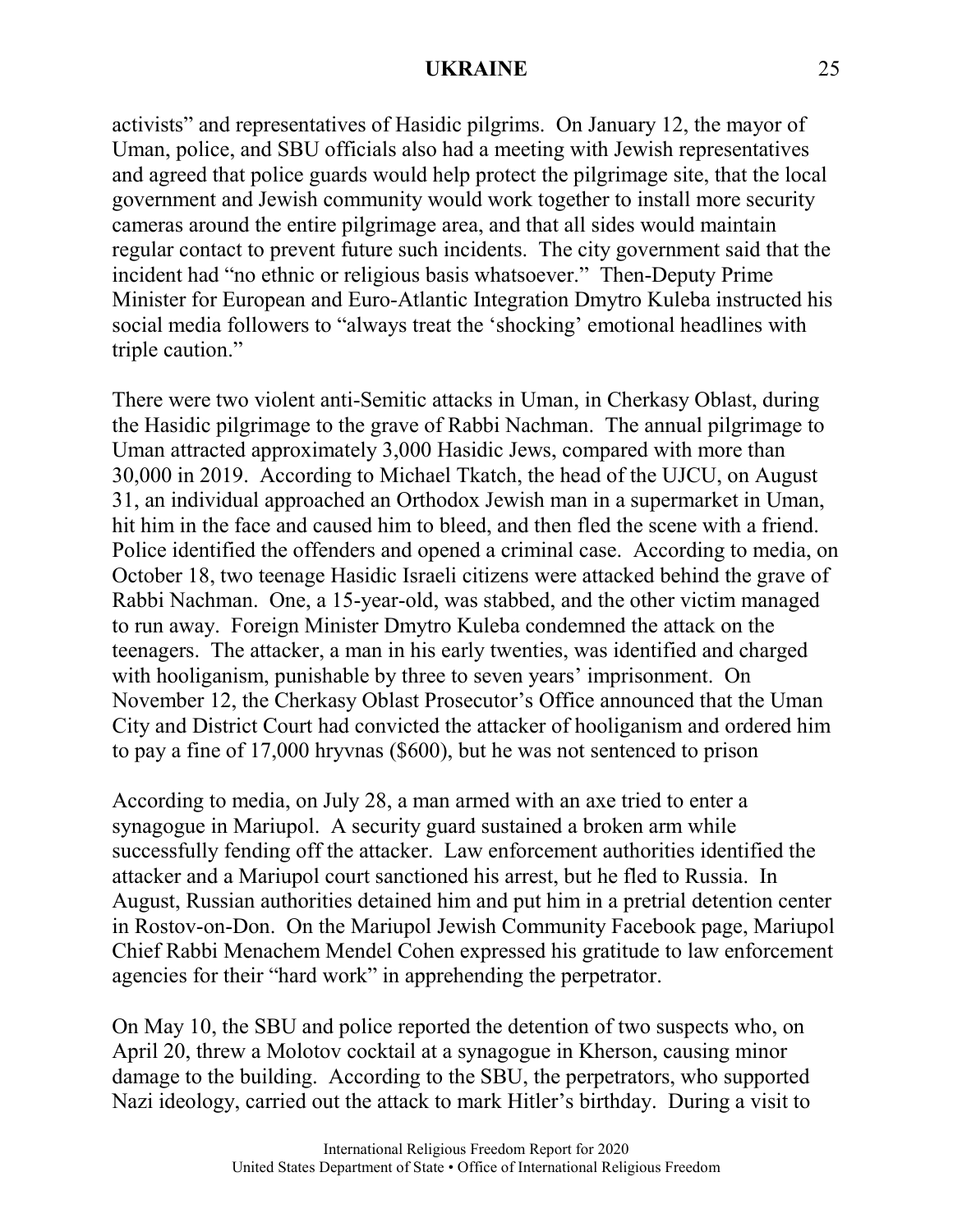activists" and representatives of Hasidic pilgrims. On January 12, the mayor of Uman, police, and SBU officials also had a meeting with Jewish representatives and agreed that police guards would help protect the pilgrimage site, that the local government and Jewish community would work together to install more security cameras around the entire pilgrimage area, and that all sides would maintain regular contact to prevent future such incidents. The city government said that the incident had "no ethnic or religious basis whatsoever." Then-Deputy Prime Minister for European and Euro-Atlantic Integration Dmytro Kuleba instructed his social media followers to "always treat the 'shocking' emotional headlines with triple caution."

There were two violent anti-Semitic attacks in Uman, in Cherkasy Oblast, during the Hasidic pilgrimage to the grave of Rabbi Nachman. The annual pilgrimage to Uman attracted approximately 3,000 Hasidic Jews, compared with more than 30,000 in 2019. According to Michael Tkatch, the head of the UJCU, on August 31, an individual approached an Orthodox Jewish man in a supermarket in Uman, hit him in the face and caused him to bleed, and then fled the scene with a friend. Police identified the offenders and opened a criminal case. According to media, on October 18, two teenage Hasidic Israeli citizens were attacked behind the grave of Rabbi Nachman. One, a 15-year-old, was stabbed, and the other victim managed to run away. Foreign Minister Dmytro Kuleba condemned the attack on the teenagers. The attacker, a man in his early twenties, was identified and charged with hooliganism, punishable by three to seven years' imprisonment. On November 12, the Cherkasy Oblast Prosecutor's Office announced that the Uman City and District Court had convicted the attacker of hooliganism and ordered him to pay a fine of 17,000 hryvnas ($600), but he was not sentenced to prison

According to media, on July 28, a man armed with an axe tried to enter a synagogue in Mariupol. A security guard sustained a broken arm while successfully fending off the attacker. Law enforcement authorities identified the attacker and a Mariupol court sanctioned his arrest, but he fled to Russia. In August, Russian authorities detained him and put him in a pretrial detention center in Rostov-on-Don. On the Mariupol Jewish Community Facebook page, Mariupol Chief Rabbi Menachem Mendel Cohen expressed his gratitude to law enforcement agencies for their "hard work" in apprehending the perpetrator.

On May 10, the SBU and police reported the detention of two suspects who, on April 20, threw a Molotov cocktail at a synagogue in Kherson, causing minor damage to the building. According to the SBU, the perpetrators, who supported Nazi ideology, carried out the attack to mark Hitler's birthday. During a visit to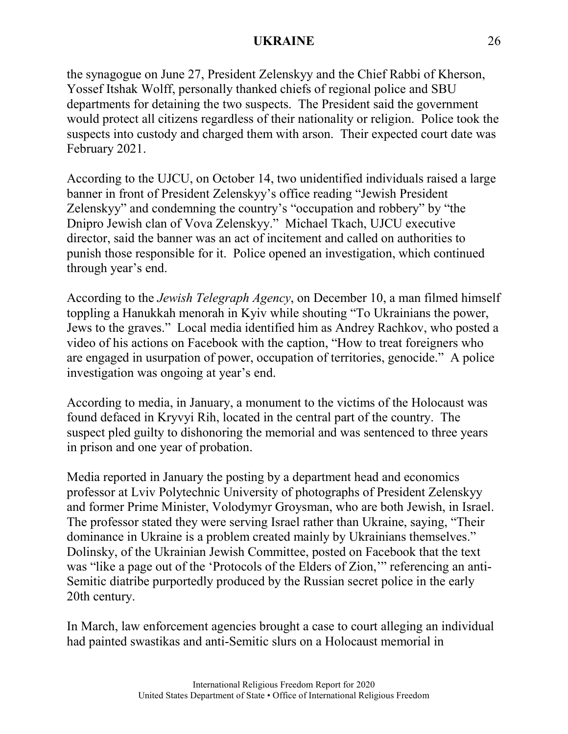the synagogue on June 27, President Zelenskyy and the Chief Rabbi of Kherson, Yossef Itshak Wolff, personally thanked chiefs of regional police and SBU departments for detaining the two suspects. The President said the government would protect all citizens regardless of their nationality or religion. Police took the suspects into custody and charged them with arson. Their expected court date was February 2021.

According to the UJCU, on October 14, two unidentified individuals raised a large banner in front of President Zelenskyy's office reading "Jewish President Zelenskyy" and condemning the country's "occupation and robbery" by "the Dnipro Jewish clan of Vova Zelenskyy." Michael Tkach, UJCU executive director, said the banner was an act of incitement and called on authorities to punish those responsible for it. Police opened an investigation, which continued through year's end.

According to the *Jewish Telegraph Agency*, on December 10, a man filmed himself toppling a Hanukkah menorah in Kyiv while shouting "To Ukrainians the power, Jews to the graves." Local media identified him as Andrey Rachkov, who posted a video of his actions on Facebook with the caption, "How to treat foreigners who are engaged in usurpation of power, occupation of territories, genocide." A police investigation was ongoing at year's end.

According to media, in January, a monument to the victims of the Holocaust was found defaced in Kryvyi Rih, located in the central part of the country. The suspect pled guilty to dishonoring the memorial and was sentenced to three years in prison and one year of probation.

Media reported in January the posting by a department head and economics professor at Lviv Polytechnic University of photographs of President Zelenskyy and former Prime Minister, Volodymyr Groysman, who are both Jewish, in Israel. The professor stated they were serving Israel rather than Ukraine, saying, "Their dominance in Ukraine is a problem created mainly by Ukrainians themselves." Dolinsky, of the Ukrainian Jewish Committee, posted on Facebook that the text was "like a page out of the 'Protocols of the Elders of Zion,'" referencing an anti-Semitic diatribe purportedly produced by the Russian secret police in the early 20th century.

In March, law enforcement agencies brought a case to court alleging an individual had painted swastikas and anti-Semitic slurs on a Holocaust memorial in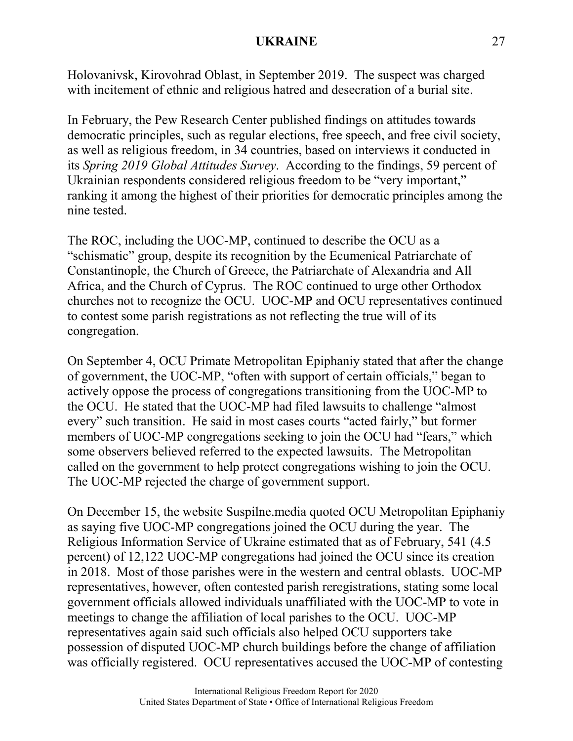Holovanivsk, Kirovohrad Oblast, in September 2019. The suspect was charged with incitement of ethnic and religious hatred and desecration of a burial site.

In February, the Pew Research Center published findings on attitudes towards democratic principles, such as regular elections, free speech, and free civil society, as well as religious freedom, in 34 countries, based on interviews it conducted in its *Spring 2019 Global Attitudes Survey*. According to the findings, 59 percent of Ukrainian respondents considered religious freedom to be "very important," ranking it among the highest of their priorities for democratic principles among the nine tested.

The ROC, including the UOC-MP, continued to describe the OCU as a "schismatic" group, despite its recognition by the Ecumenical Patriarchate of Constantinople, the Church of Greece, the Patriarchate of Alexandria and All Africa, and the Church of Cyprus. The ROC continued to urge other Orthodox churches not to recognize the OCU. UOC-MP and OCU representatives continued to contest some parish registrations as not reflecting the true will of its congregation.

On September 4, OCU Primate Metropolitan Epiphaniy stated that after the change of government, the UOC-MP, "often with support of certain officials," began to actively oppose the process of congregations transitioning from the UOC-MP to the OCU. He stated that the UOC-MP had filed lawsuits to challenge "almost every" such transition. He said in most cases courts "acted fairly," but former members of UOC-MP congregations seeking to join the OCU had "fears," which some observers believed referred to the expected lawsuits. The Metropolitan called on the government to help protect congregations wishing to join the OCU. The UOC-MP rejected the charge of government support.

On December 15, the website Suspilne.media quoted OCU Metropolitan Epiphaniy as saying five UOC-MP congregations joined the OCU during the year. The Religious Information Service of Ukraine estimated that as of February, 541 (4.5 percent) of 12,122 UOC-MP congregations had joined the OCU since its creation in 2018. Most of those parishes were in the western and central oblasts. UOC-MP representatives, however, often contested parish reregistrations, stating some local government officials allowed individuals unaffiliated with the UOC-MP to vote in meetings to change the affiliation of local parishes to the OCU. UOC-MP representatives again said such officials also helped OCU supporters take possession of disputed UOC-MP church buildings before the change of affiliation was officially registered. OCU representatives accused the UOC-MP of contesting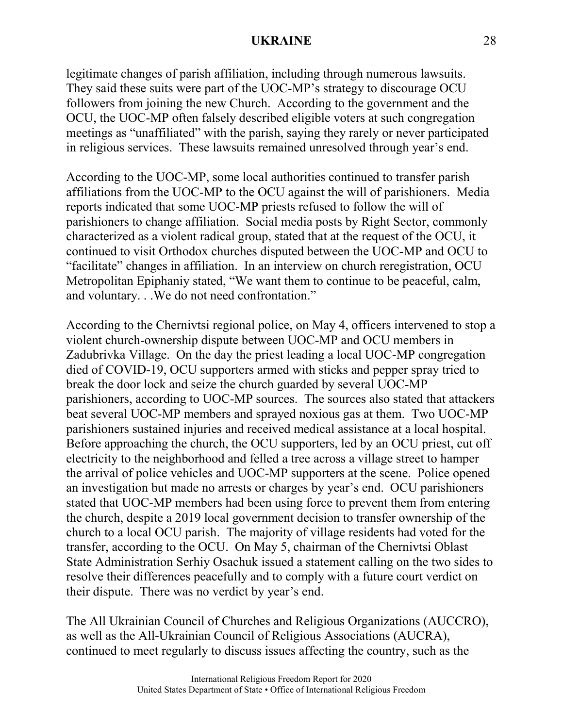legitimate changes of parish affiliation, including through numerous lawsuits. They said these suits were part of the UOC-MP's strategy to discourage OCU followers from joining the new Church. According to the government and the OCU, the UOC-MP often falsely described eligible voters at such congregation meetings as "unaffiliated" with the parish, saying they rarely or never participated in religious services. These lawsuits remained unresolved through year's end.

According to the UOC-MP, some local authorities continued to transfer parish affiliations from the UOC-MP to the OCU against the will of parishioners. Media reports indicated that some UOC-MP priests refused to follow the will of parishioners to change affiliation. Social media posts by Right Sector, commonly characterized as a violent radical group, stated that at the request of the OCU, it continued to visit Orthodox churches disputed between the UOC-MP and OCU to "facilitate" changes in affiliation. In an interview on church reregistration, OCU Metropolitan Epiphaniy stated, "We want them to continue to be peaceful, calm, and voluntary. . .We do not need confrontation."

According to the Chernivtsi regional police, on May 4, officers intervened to stop a violent church-ownership dispute between UOC-MP and OCU members in Zadubrivka Village. On the day the priest leading a local UOC-MP congregation died of COVID-19, OCU supporters armed with sticks and pepper spray tried to break the door lock and seize the church guarded by several UOC-MP parishioners, according to UOC-MP sources. The sources also stated that attackers beat several UOC-MP members and sprayed noxious gas at them. Two UOC-MP parishioners sustained injuries and received medical assistance at a local hospital. Before approaching the church, the OCU supporters, led by an OCU priest, cut off electricity to the neighborhood and felled a tree across a village street to hamper the arrival of police vehicles and UOC-MP supporters at the scene. Police opened an investigation but made no arrests or charges by year's end. OCU parishioners stated that UOC-MP members had been using force to prevent them from entering the church, despite a 2019 local government decision to transfer ownership of the church to a local OCU parish. The majority of village residents had voted for the transfer, according to the OCU. On May 5, chairman of the Chernivtsi Oblast State Administration Serhiy Osachuk issued a statement calling on the two sides to resolve their differences peacefully and to comply with a future court verdict on their dispute. There was no verdict by year's end.

The All Ukrainian Council of Churches and Religious Organizations (AUCCRO), as well as the All-Ukrainian Council of Religious Associations (AUCRA), continued to meet regularly to discuss issues affecting the country, such as the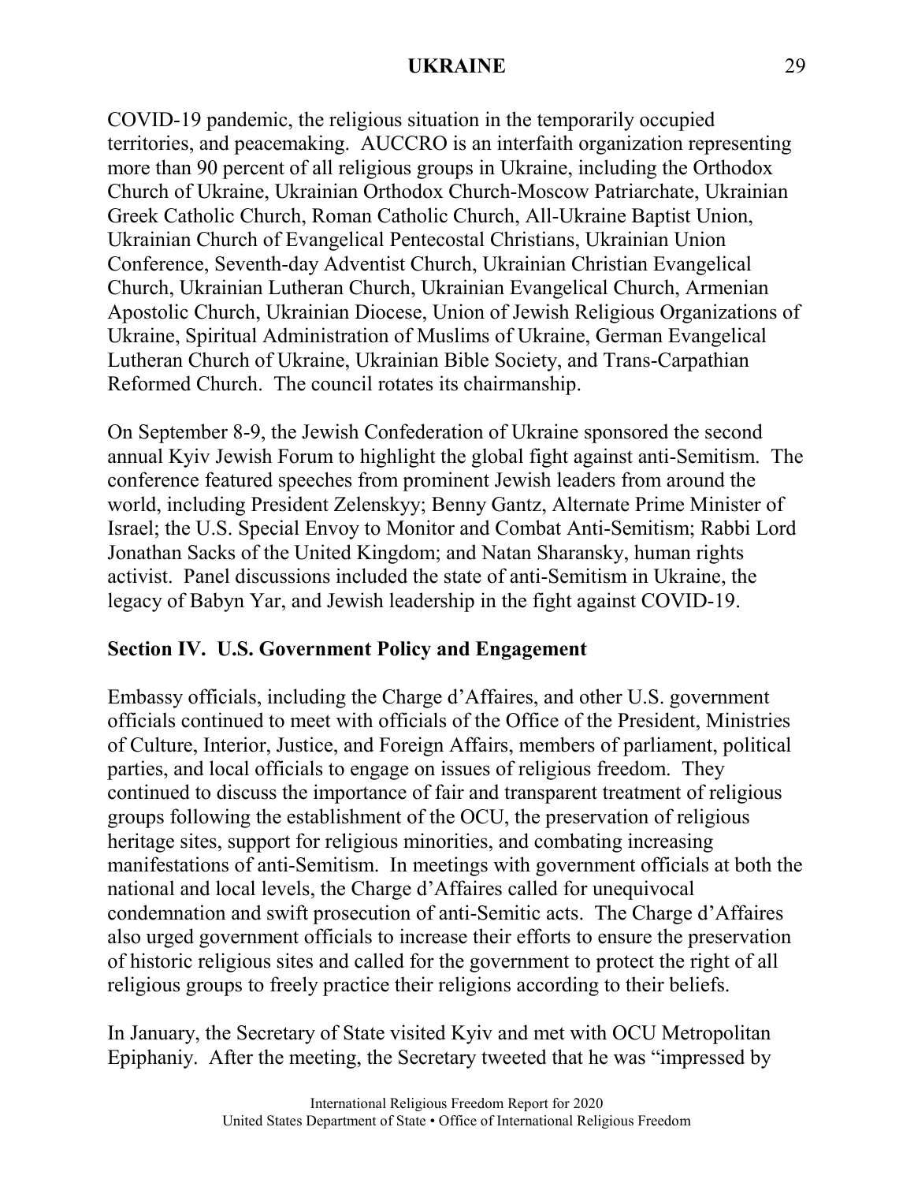COVID-19 pandemic, the religious situation in the temporarily occupied territories, and peacemaking. AUCCRO is an interfaith organization representing more than 90 percent of all religious groups in Ukraine, including the Orthodox Church of Ukraine, Ukrainian Orthodox Church-Moscow Patriarchate, Ukrainian Greek Catholic Church, Roman Catholic Church, All-Ukraine Baptist Union, Ukrainian Church of Evangelical Pentecostal Christians, Ukrainian Union Conference, Seventh-day Adventist Church, Ukrainian Christian Evangelical Church, Ukrainian Lutheran Church, Ukrainian Evangelical Church, Armenian Apostolic Church, Ukrainian Diocese, Union of Jewish Religious Organizations of Ukraine, Spiritual Administration of Muslims of Ukraine, German Evangelical Lutheran Church of Ukraine, Ukrainian Bible Society, and Trans-Carpathian Reformed Church. The council rotates its chairmanship.

On September 8-9, the Jewish Confederation of Ukraine sponsored the second annual Kyiv Jewish Forum to highlight the global fight against anti-Semitism. The conference featured speeches from prominent Jewish leaders from around the world, including President Zelenskyy; Benny Gantz, Alternate Prime Minister of Israel; the U.S. Special Envoy to Monitor and Combat Anti-Semitism; Rabbi Lord Jonathan Sacks of the United Kingdom; and Natan Sharansky, human rights activist. Panel discussions included the state of anti-Semitism in Ukraine, the legacy of Babyn Yar, and Jewish leadership in the fight against COVID-19.

## Section IV. U.S. Government Policy and Engagement

Embassy officials, including the Charge d'Affaires, and other U.S. government officials continued to meet with officials of the Office of the President, Ministries of Culture, Interior, Justice, and Foreign Affairs, members of parliament, political parties, and local officials to engage on issues of religious freedom. They continued to discuss the importance of fair and transparent treatment of religious groups following the establishment of the OCU, the preservation of religious heritage sites, support for religious minorities, and combating increasing manifestations of anti-Semitism. In meetings with government officials at both the national and local levels, the Charge d'Affaires called for unequivocal condemnation and swift prosecution of anti-Semitic acts. The Charge d'Affaires also urged government officials to increase their efforts to ensure the preservation of historic religious sites and called for the government to protect the right of all religious groups to freely practice their religions according to their beliefs.

In January, the Secretary of State visited Kyiv and met with OCU Metropolitan Epiphaniy. After the meeting, the Secretary tweeted that he was "impressed by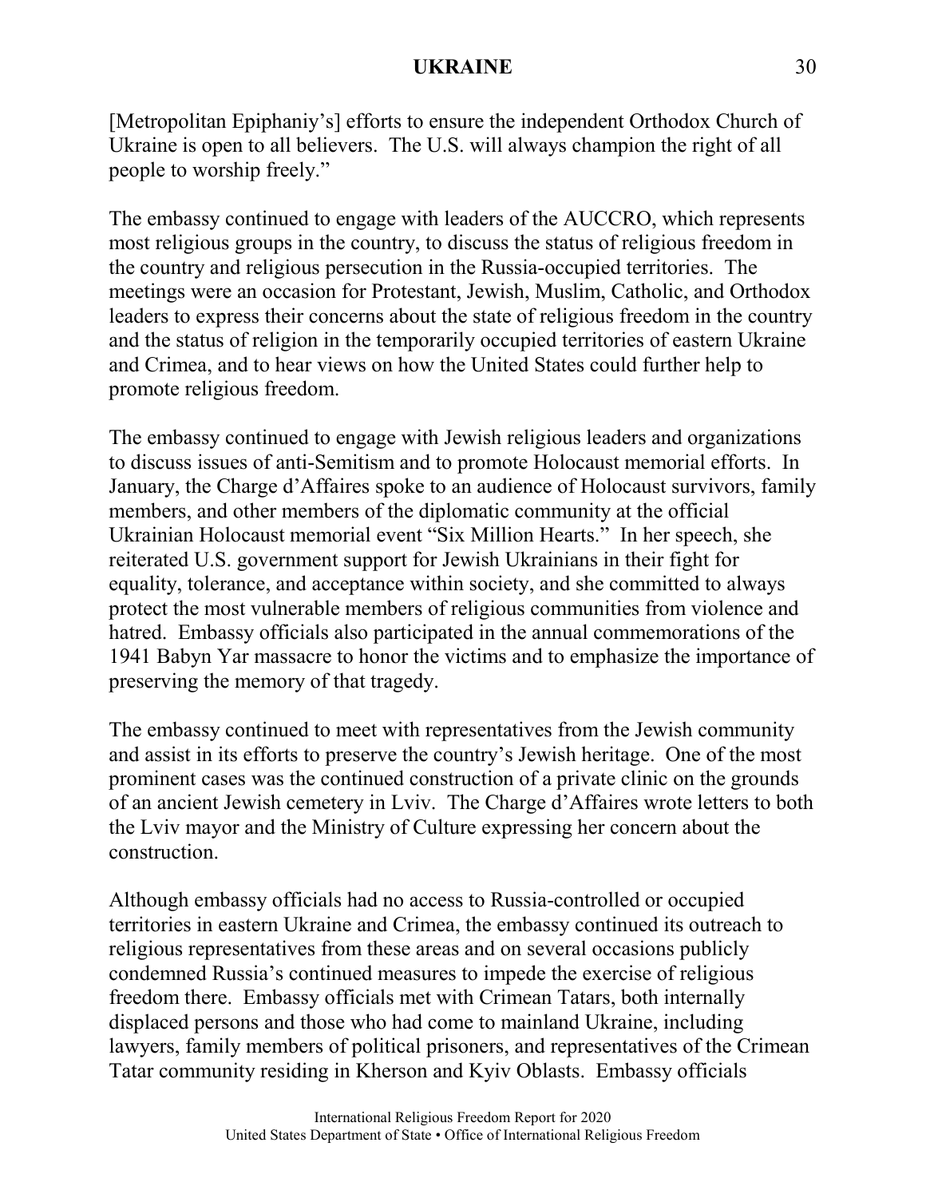[Metropolitan Epiphaniy's] efforts to ensure the independent Orthodox Church of Ukraine is open to all believers. The U.S. will always champion the right of all people to worship freely."

The embassy continued to engage with leaders of the AUCCRO, which represents most religious groups in the country, to discuss the status of religious freedom in the country and religious persecution in the Russia-occupied territories. The meetings were an occasion for Protestant, Jewish, Muslim, Catholic, and Orthodox leaders to express their concerns about the state of religious freedom in the country and the status of religion in the temporarily occupied territories of eastern Ukraine and Crimea, and to hear views on how the United States could further help to promote religious freedom.

The embassy continued to engage with Jewish religious leaders and organizations to discuss issues of anti-Semitism and to promote Holocaust memorial efforts. In January, the Charge d'Affaires spoke to an audience of Holocaust survivors, family members, and other members of the diplomatic community at the official Ukrainian Holocaust memorial event "Six Million Hearts." In her speech, she reiterated U.S. government support for Jewish Ukrainians in their fight for equality, tolerance, and acceptance within society, and she committed to always protect the most vulnerable members of religious communities from violence and hatred. Embassy officials also participated in the annual commemorations of the 1941 Babyn Yar massacre to honor the victims and to emphasize the importance of preserving the memory of that tragedy.

The embassy continued to meet with representatives from the Jewish community and assist in its efforts to preserve the country's Jewish heritage. One of the most prominent cases was the continued construction of a private clinic on the grounds of an ancient Jewish cemetery in Lviv. The Charge d'Affaires wrote letters to both the Lviv mayor and the Ministry of Culture expressing her concern about the construction.

Although embassy officials had no access to Russia-controlled or occupied territories in eastern Ukraine and Crimea, the embassy continued its outreach to religious representatives from these areas and on several occasions publicly condemned Russia's continued measures to impede the exercise of religious freedom there. Embassy officials met with Crimean Tatars, both internally displaced persons and those who had come to mainland Ukraine, including lawyers, family members of political prisoners, and representatives of the Crimean Tatar community residing in Kherson and Kyiv Oblasts. Embassy officials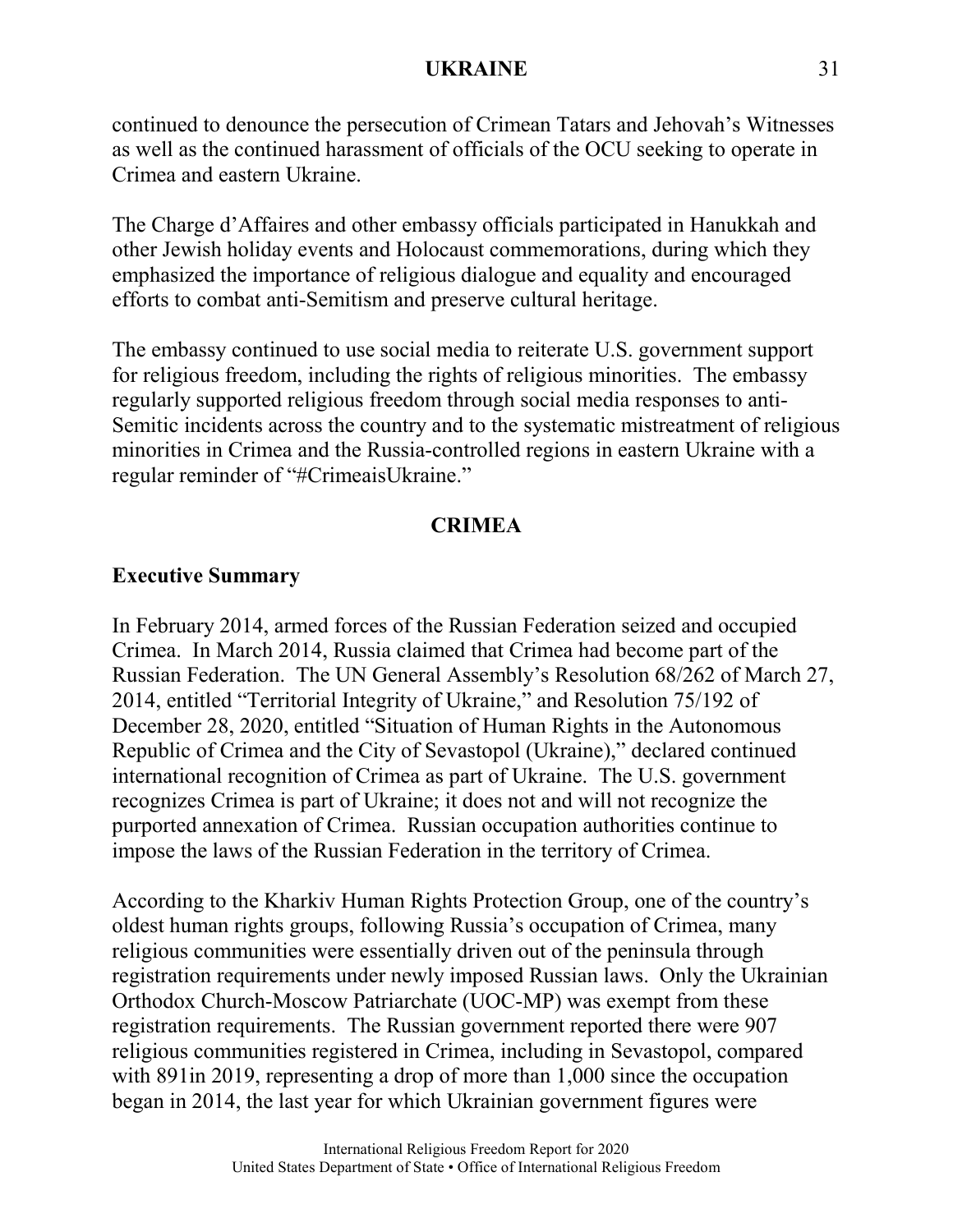continued to denounce the persecution of Crimean Tatars and Jehovah's Witnesses as well as the continued harassment of officials of the OCU seeking to operate in Crimea and eastern Ukraine.

The Charge d'Affaires and other embassy officials participated in Hanukkah and other Jewish holiday events and Holocaust commemorations, during which they emphasized the importance of religious dialogue and equality and encouraged efforts to combat anti-Semitism and preserve cultural heritage.

The embassy continued to use social media to reiterate U.S. government support for religious freedom, including the rights of religious minorities. The embassy regularly supported religious freedom through social media responses to anti-Semitic incidents across the country and to the systematic mistreatment of religious minorities in Crimea and the Russia-controlled regions in eastern Ukraine with a regular reminder of "#CrimeaisUkraine."

# CRIMEA

## Executive Summary

In February 2014, armed forces of the Russian Federation seized and occupied Crimea. In March 2014, Russia claimed that Crimea had become part of the Russian Federation. The UN General Assembly's Resolution 68/262 of March 27, 2014, entitled "Territorial Integrity of Ukraine," and Resolution 75/192 of December 28, 2020, entitled "Situation of Human Rights in the Autonomous Republic of Crimea and the City of Sevastopol (Ukraine)," declared continued international recognition of Crimea as part of Ukraine. The U.S. government recognizes Crimea is part of Ukraine; it does not and will not recognize the purported annexation of Crimea. Russian occupation authorities continue to impose the laws of the Russian Federation in the territory of Crimea.

According to the Kharkiv Human Rights Protection Group, one of the country's oldest human rights groups, following Russia's occupation of Crimea, many religious communities were essentially driven out of the peninsula through registration requirements under newly imposed Russian laws. Only the Ukrainian Orthodox Church-Moscow Patriarchate (UOC-MP) was exempt from these registration requirements. The Russian government reported there were 907 religious communities registered in Crimea, including in Sevastopol, compared with 891in 2019, representing a drop of more than 1,000 since the occupation began in 2014, the last year for which Ukrainian government figures were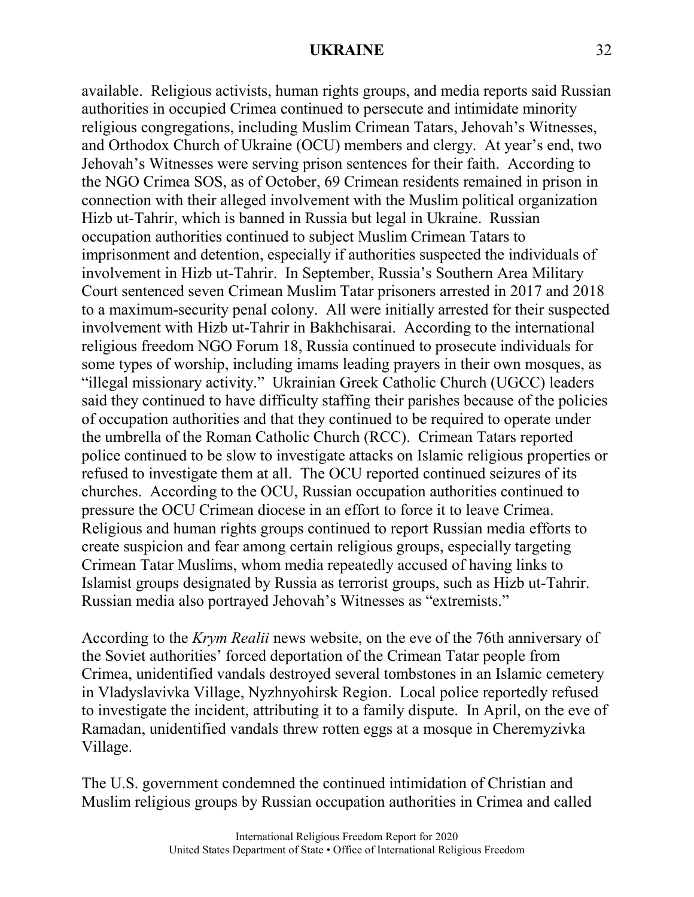available. Religious activists, human rights groups, and media reports said Russian authorities in occupied Crimea continued to persecute and intimidate minority religious congregations, including Muslim Crimean Tatars, Jehovah's Witnesses, and Orthodox Church of Ukraine (OCU) members and clergy. At year's end, two Jehovah's Witnesses were serving prison sentences for their faith. According to the NGO Crimea SOS, as of October, 69 Crimean residents remained in prison in connection with their alleged involvement with the Muslim political organization Hizb ut-Tahrir, which is banned in Russia but legal in Ukraine. Russian occupation authorities continued to subject Muslim Crimean Tatars to imprisonment and detention, especially if authorities suspected the individuals of involvement in Hizb ut-Tahrir. In September, Russia's Southern Area Military Court sentenced seven Crimean Muslim Tatar prisoners arrested in 2017 and 2018 to a maximum-security penal colony. All were initially arrested for their suspected involvement with Hizb ut-Tahrir in Bakhchisarai. According to the international religious freedom NGO Forum 18, Russia continued to prosecute individuals for some types of worship, including imams leading prayers in their own mosques, as "illegal missionary activity." Ukrainian Greek Catholic Church (UGCC) leaders said they continued to have difficulty staffing their parishes because of the policies of occupation authorities and that they continued to be required to operate under the umbrella of the Roman Catholic Church (RCC). Crimean Tatars reported police continued to be slow to investigate attacks on Islamic religious properties or refused to investigate them at all. The OCU reported continued seizures of its churches. According to the OCU, Russian occupation authorities continued to pressure the OCU Crimean diocese in an effort to force it to leave Crimea. Religious and human rights groups continued to report Russian media efforts to create suspicion and fear among certain religious groups, especially targeting Crimean Tatar Muslims, whom media repeatedly accused of having links to Islamist groups designated by Russia as terrorist groups, such as Hizb ut-Tahrir. Russian media also portrayed Jehovah's Witnesses as "extremists."

According to the *Krym Realii* news website, on the eve of the 76th anniversary of the Soviet authorities' forced deportation of the Crimean Tatar people from Crimea, unidentified vandals destroyed several tombstones in an Islamic cemetery in Vladyslavivka Village, Nyzhnyohirsk Region. Local police reportedly refused to investigate the incident, attributing it to a family dispute. In April, on the eve of Ramadan, unidentified vandals threw rotten eggs at a mosque in Cheremyzivka Village.

The U.S. government condemned the continued intimidation of Christian and Muslim religious groups by Russian occupation authorities in Crimea and called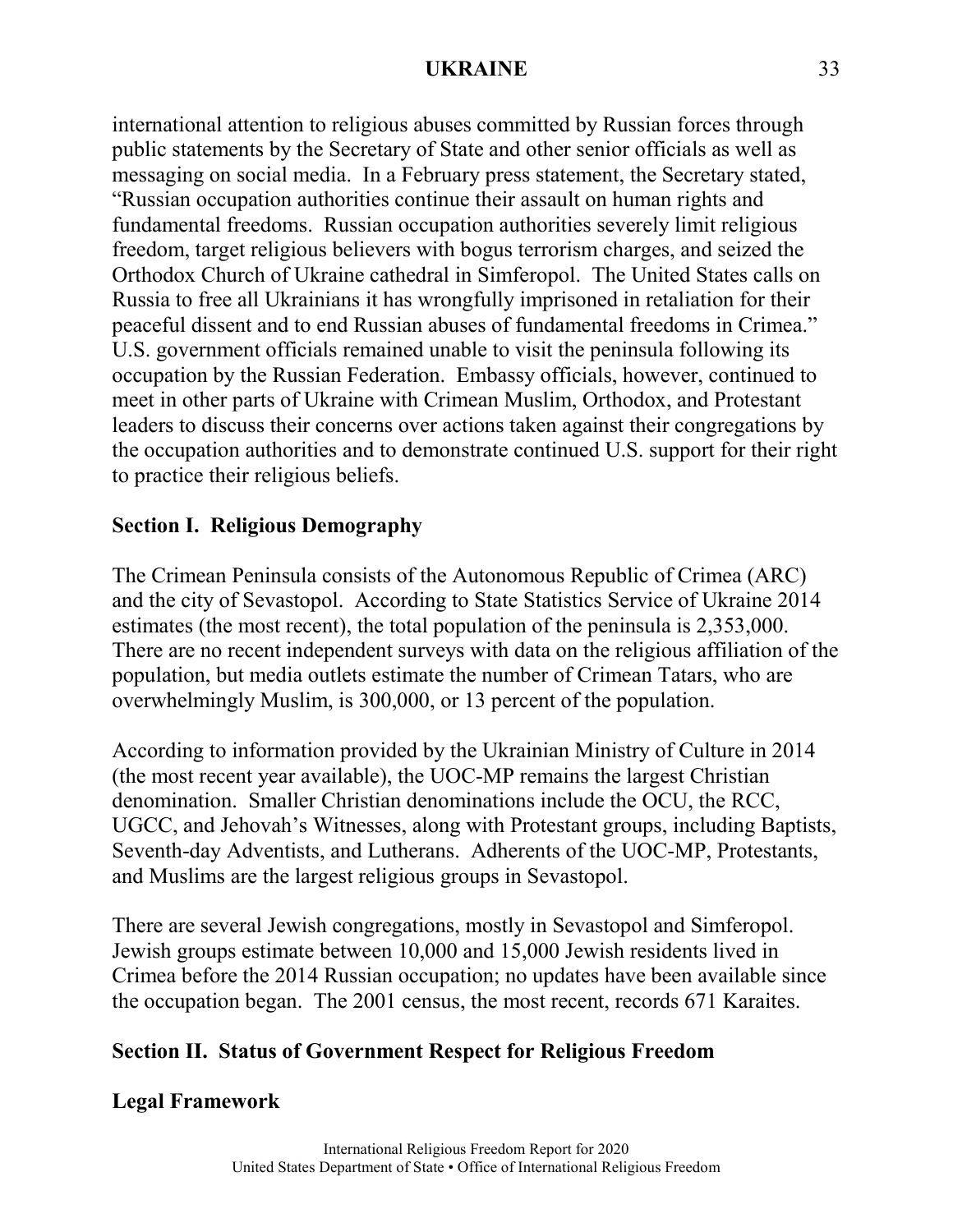international attention to religious abuses committed by Russian forces through public statements by the Secretary of State and other senior officials as well as messaging on social media. In a February press statement, the Secretary stated, "Russian occupation authorities continue their assault on human rights and fundamental freedoms. Russian occupation authorities severely limit religious freedom, target religious believers with bogus terrorism charges, and seized the Orthodox Church of Ukraine cathedral in Simferopol. The United States calls on Russia to free all Ukrainians it has wrongfully imprisoned in retaliation for their peaceful dissent and to end Russian abuses of fundamental freedoms in Crimea." U.S. government officials remained unable to visit the peninsula following its occupation by the Russian Federation. Embassy officials, however, continued to meet in other parts of Ukraine with Crimean Muslim, Orthodox, and Protestant leaders to discuss their concerns over actions taken against their congregations by the occupation authorities and to demonstrate continued U.S. support for their right to practice their religious beliefs.

## Section I. Religious Demography

The Crimean Peninsula consists of the Autonomous Republic of Crimea (ARC) and the city of Sevastopol. According to State Statistics Service of Ukraine 2014 estimates (the most recent), the total population of the peninsula is 2,353,000. There are no recent independent surveys with data on the religious affiliation of the population, but media outlets estimate the number of Crimean Tatars, who are overwhelmingly Muslim, is 300,000, or 13 percent of the population.

According to information provided by the Ukrainian Ministry of Culture in 2014 (the most recent year available), the UOC-MP remains the largest Christian denomination. Smaller Christian denominations include the OCU, the RCC, UGCC, and Jehovah's Witnesses, along with Protestant groups, including Baptists, Seventh-day Adventists, and Lutherans. Adherents of the UOC-MP, Protestants, and Muslims are the largest religious groups in Sevastopol.

There are several Jewish congregations, mostly in Sevastopol and Simferopol. Jewish groups estimate between 10,000 and 15,000 Jewish residents lived in Crimea before the 2014 Russian occupation; no updates have been available since the occupation began. The 2001 census, the most recent, records 671 Karaites.

## Section II. Status of Government Respect for Religious Freedom

### Legal Framework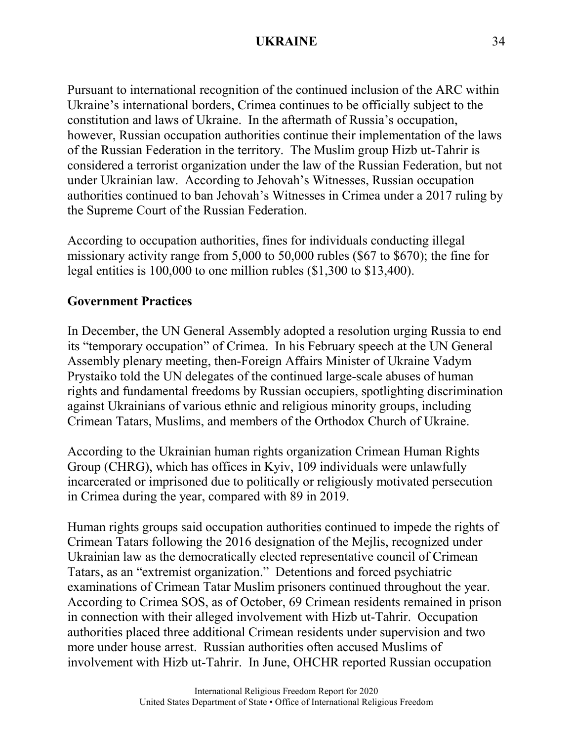Pursuant to international recognition of the continued inclusion of the ARC within Ukraine's international borders, Crimea continues to be officially subject to the constitution and laws of Ukraine. In the aftermath of Russia's occupation, however, Russian occupation authorities continue their implementation of the laws of the Russian Federation in the territory. The Muslim group Hizb ut-Tahrir is considered a terrorist organization under the law of the Russian Federation, but not under Ukrainian law. According to Jehovah's Witnesses, Russian occupation authorities continued to ban Jehovah's Witnesses in Crimea under a 2017 ruling by the Supreme Court of the Russian Federation.

According to occupation authorities, fines for individuals conducting illegal missionary activity range from 5,000 to 50,000 rubles ($67 to $670); the fine for legal entities is 100,000 to one million rubles ($1,300 to $13,400).

## Government Practices

In December, the UN General Assembly adopted a resolution urging Russia to end its "temporary occupation" of Crimea. In his February speech at the UN General Assembly plenary meeting, then-Foreign Affairs Minister of Ukraine Vadym Prystaiko told the UN delegates of the continued large-scale abuses of human rights and fundamental freedoms by Russian occupiers, spotlighting discrimination against Ukrainians of various ethnic and religious minority groups, including Crimean Tatars, Muslims, and members of the Orthodox Church of Ukraine.

According to the Ukrainian human rights organization Crimean Human Rights Group (CHRG), which has offices in Kyiv, 109 individuals were unlawfully incarcerated or imprisoned due to politically or religiously motivated persecution in Crimea during the year, compared with 89 in 2019.

Human rights groups said occupation authorities continued to impede the rights of Crimean Tatars following the 2016 designation of the Mejlis, recognized under Ukrainian law as the democratically elected representative council of Crimean Tatars, as an "extremist organization." Detentions and forced psychiatric examinations of Crimean Tatar Muslim prisoners continued throughout the year. According to Crimea SOS, as of October, 69 Crimean residents remained in prison in connection with their alleged involvement with Hizb ut-Tahrir. Occupation authorities placed three additional Crimean residents under supervision and two more under house arrest. Russian authorities often accused Muslims of involvement with Hizb ut-Tahrir. In June, OHCHR reported Russian occupation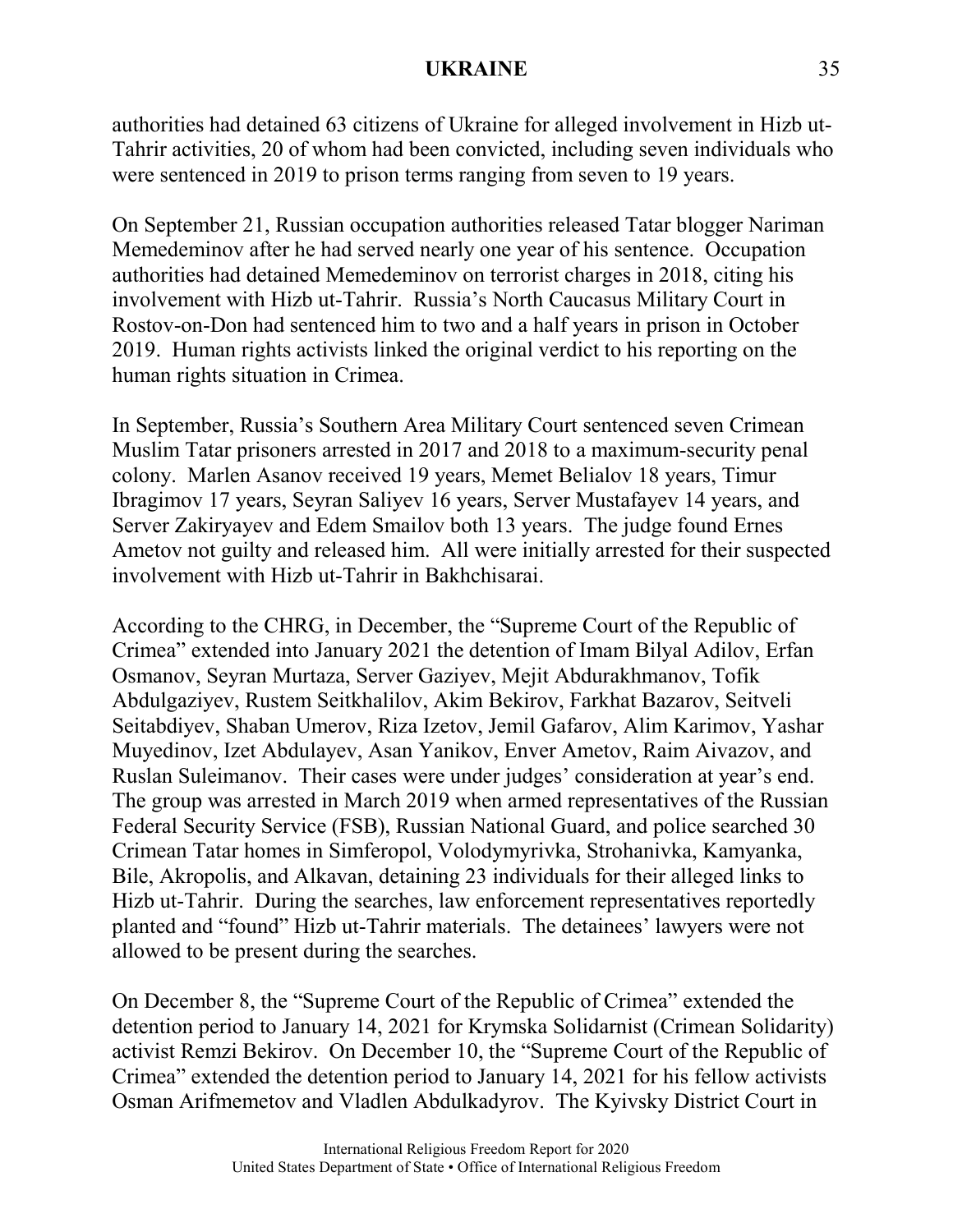authorities had detained 63 citizens of Ukraine for alleged involvement in Hizb ut-Tahrir activities, 20 of whom had been convicted, including seven individuals who were sentenced in 2019 to prison terms ranging from seven to 19 years.

On September 21, Russian occupation authorities released Tatar blogger Nariman Memedeminov after he had served nearly one year of his sentence. Occupation authorities had detained Memedeminov on terrorist charges in 2018, citing his involvement with Hizb ut-Tahrir. Russia's North Caucasus Military Court in Rostov-on-Don had sentenced him to two and a half years in prison in October 2019. Human rights activists linked the original verdict to his reporting on the human rights situation in Crimea.

In September, Russia's Southern Area Military Court sentenced seven Crimean Muslim Tatar prisoners arrested in 2017 and 2018 to a maximum-security penal colony. Marlen Asanov received 19 years, Memet Belialov 18 years, Timur Ibragimov 17 years, Seyran Saliyev 16 years, Server Mustafayev 14 years, and Server Zakiryayev and Edem Smailov both 13 years. The judge found Ernes Ametov not guilty and released him. All were initially arrested for their suspected involvement with Hizb ut-Tahrir in Bakhchisarai.

According to the CHRG, in December, the "Supreme Court of the Republic of Crimea" extended into January 2021 the detention of Imam Bilyal Adilov, Erfan Osmanov, Seyran Murtaza, Server Gaziyev, Mejit Abdurakhmanov, Tofik Abdulgaziyev, Rustem Seitkhalilov, Akim Bekirov, Farkhat Bazarov, Seitveli Seitabdiyev, Shaban Umerov, Riza Izetov, Jemil Gafarov, Alim Karimov, Yashar Muyedinov, Izet Abdulayev, Asan Yanikov, Enver Ametov, Raim Aivazov, and Ruslan Suleimanov. Their cases were under judges' consideration at year's end. The group was arrested in March 2019 when armed representatives of the Russian Federal Security Service (FSB), Russian National Guard, and police searched 30 Crimean Tatar homes in Simferopol, Volodymyrivka, Strohanivka, Kamyanka, Bile, Akropolis, and Alkavan, detaining 23 individuals for their alleged links to Hizb ut-Tahrir. During the searches, law enforcement representatives reportedly planted and "found" Hizb ut-Tahrir materials. The detainees' lawyers were not allowed to be present during the searches.

On December 8, the "Supreme Court of the Republic of Crimea" extended the detention period to January 14, 2021 for Krymska Solidarnist (Crimean Solidarity) activist Remzi Bekirov. On December 10, the "Supreme Court of the Republic of Crimea" extended the detention period to January 14, 2021 for his fellow activists Osman Arifmemetov and Vladlen Abdulkadyrov. The Kyivsky District Court in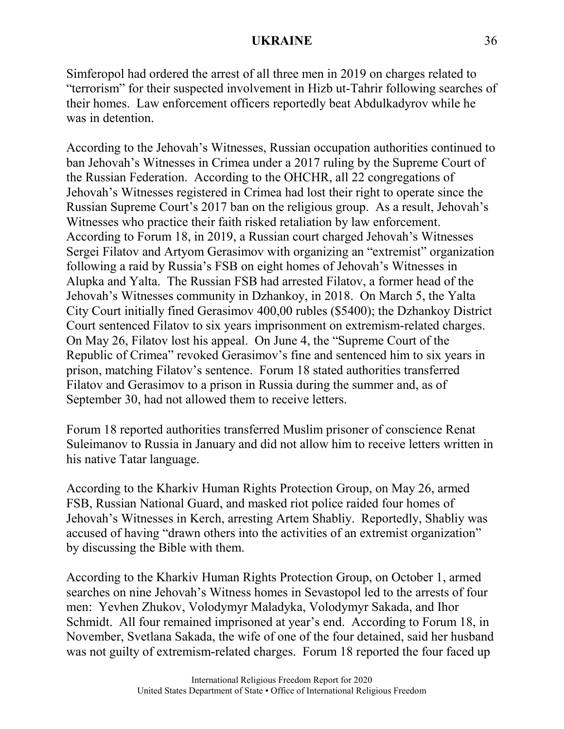Simferopol had ordered the arrest of all three men in 2019 on charges related to "terrorism" for their suspected involvement in Hizb ut-Tahrir following searches of their homes. Law enforcement officers reportedly beat Abdulkadyrov while he was in detention.

According to the Jehovah's Witnesses, Russian occupation authorities continued to ban Jehovah's Witnesses in Crimea under a 2017 ruling by the Supreme Court of the Russian Federation. According to the OHCHR, all 22 congregations of Jehovah's Witnesses registered in Crimea had lost their right to operate since the Russian Supreme Court's 2017 ban on the religious group. As a result, Jehovah's Witnesses who practice their faith risked retaliation by law enforcement. According to Forum 18, in 2019, a Russian court charged Jehovah's Witnesses Sergei Filatov and Artyom Gerasimov with organizing an "extremist" organization following a raid by Russia's FSB on eight homes of Jehovah's Witnesses in Alupka and Yalta. The Russian FSB had arrested Filatov, a former head of the Jehovah's Witnesses community in Dzhankoy, in 2018. On March 5, the Yalta City Court initially fined Gerasimov 400,00 rubles ($5400); the Dzhankoy District Court sentenced Filatov to six years imprisonment on extremism-related charges. On May 26, Filatov lost his appeal. On June 4, the "Supreme Court of the Republic of Crimea" revoked Gerasimov's fine and sentenced him to six years in prison, matching Filatov's sentence. Forum 18 stated authorities transferred Filatov and Gerasimov to a prison in Russia during the summer and, as of September 30, had not allowed them to receive letters.

Forum 18 reported authorities transferred Muslim prisoner of conscience Renat Suleimanov to Russia in January and did not allow him to receive letters written in his native Tatar language.

According to the Kharkiv Human Rights Protection Group, on May 26, armed FSB, Russian National Guard, and masked riot police raided four homes of Jehovah's Witnesses in Kerch, arresting Artem Shabliy. Reportedly, Shabliy was accused of having "drawn others into the activities of an extremist organization" by discussing the Bible with them.

According to the Kharkiv Human Rights Protection Group, on October 1, armed searches on nine Jehovah's Witness homes in Sevastopol led to the arrests of four men: Yevhen Zhukov, Volodymyr Maladyka, Volodymyr Sakada, and Ihor Schmidt. All four remained imprisoned at year's end. According to Forum 18, in November, Svetlana Sakada, the wife of one of the four detained, said her husband was not guilty of extremism-related charges. Forum 18 reported the four faced up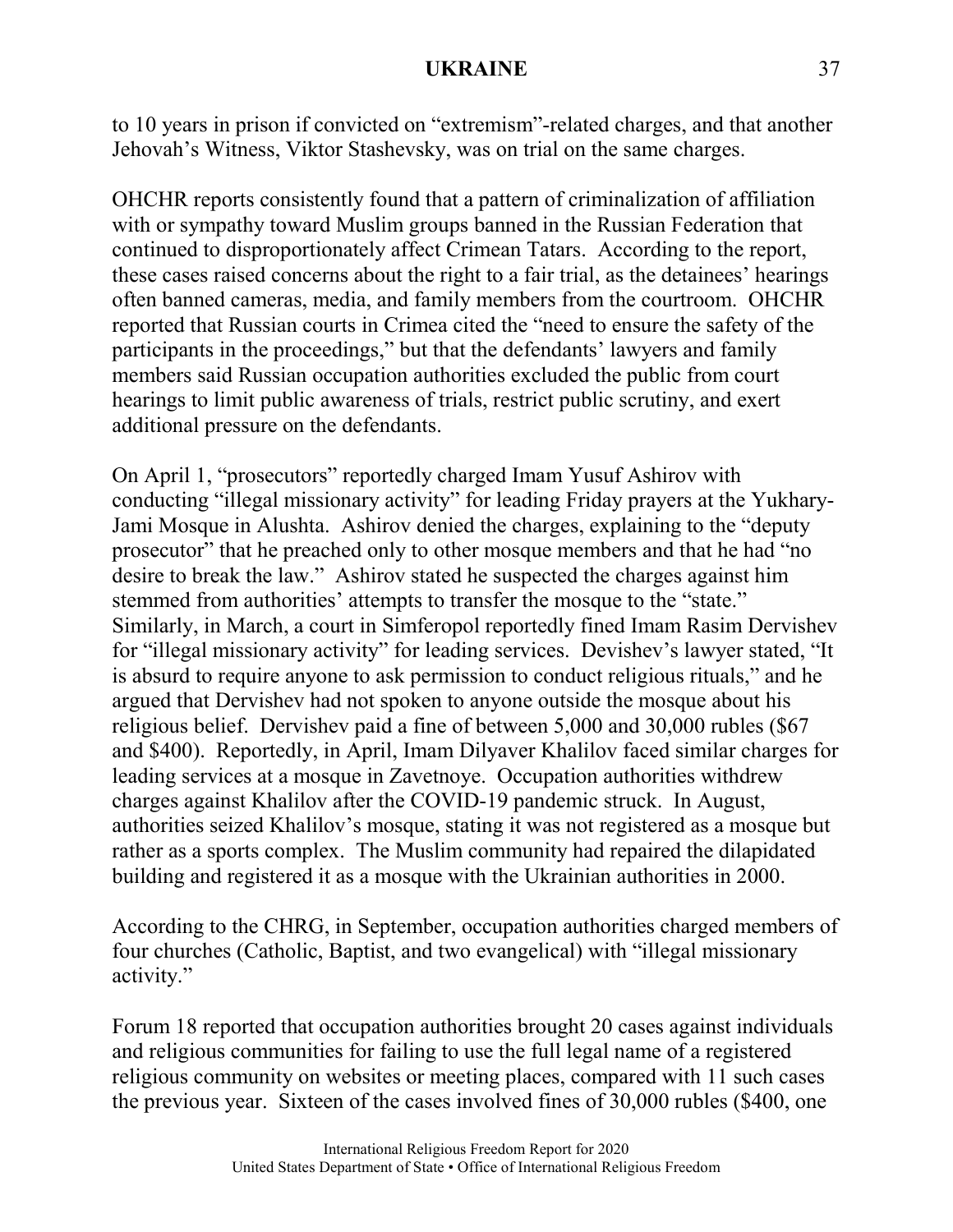to 10 years in prison if convicted on "extremism"-related charges, and that another Jehovah's Witness, Viktor Stashevsky, was on trial on the same charges.

OHCHR reports consistently found that a pattern of criminalization of affiliation with or sympathy toward Muslim groups banned in the Russian Federation that continued to disproportionately affect Crimean Tatars. According to the report, these cases raised concerns about the right to a fair trial, as the detainees' hearings often banned cameras, media, and family members from the courtroom. OHCHR reported that Russian courts in Crimea cited the "need to ensure the safety of the participants in the proceedings," but that the defendants' lawyers and family members said Russian occupation authorities excluded the public from court hearings to limit public awareness of trials, restrict public scrutiny, and exert additional pressure on the defendants.

On April 1, "prosecutors" reportedly charged Imam Yusuf Ashirov with conducting "illegal missionary activity" for leading Friday prayers at the Yukhary-Jami Mosque in Alushta. Ashirov denied the charges, explaining to the "deputy prosecutor" that he preached only to other mosque members and that he had "no desire to break the law." Ashirov stated he suspected the charges against him stemmed from authorities' attempts to transfer the mosque to the "state." Similarly, in March, a court in Simferopol reportedly fined Imam Rasim Dervishev for "illegal missionary activity" for leading services. Devishev's lawyer stated, "It is absurd to require anyone to ask permission to conduct religious rituals," and he argued that Dervishev had not spoken to anyone outside the mosque about his religious belief. Dervishev paid a fine of between 5,000 and 30,000 rubles ($67 and $400). Reportedly, in April, Imam Dilyaver Khalilov faced similar charges for leading services at a mosque in Zavetnoye. Occupation authorities withdrew charges against Khalilov after the COVID-19 pandemic struck. In August, authorities seized Khalilov's mosque, stating it was not registered as a mosque but rather as a sports complex. The Muslim community had repaired the dilapidated building and registered it as a mosque with the Ukrainian authorities in 2000.

According to the CHRG, in September, occupation authorities charged members of four churches (Catholic, Baptist, and two evangelical) with "illegal missionary activity."

Forum 18 reported that occupation authorities brought 20 cases against individuals and religious communities for failing to use the full legal name of a registered religious community on websites or meeting places, compared with 11 such cases the previous year. Sixteen of the cases involved fines of 30,000 rubles ($400, one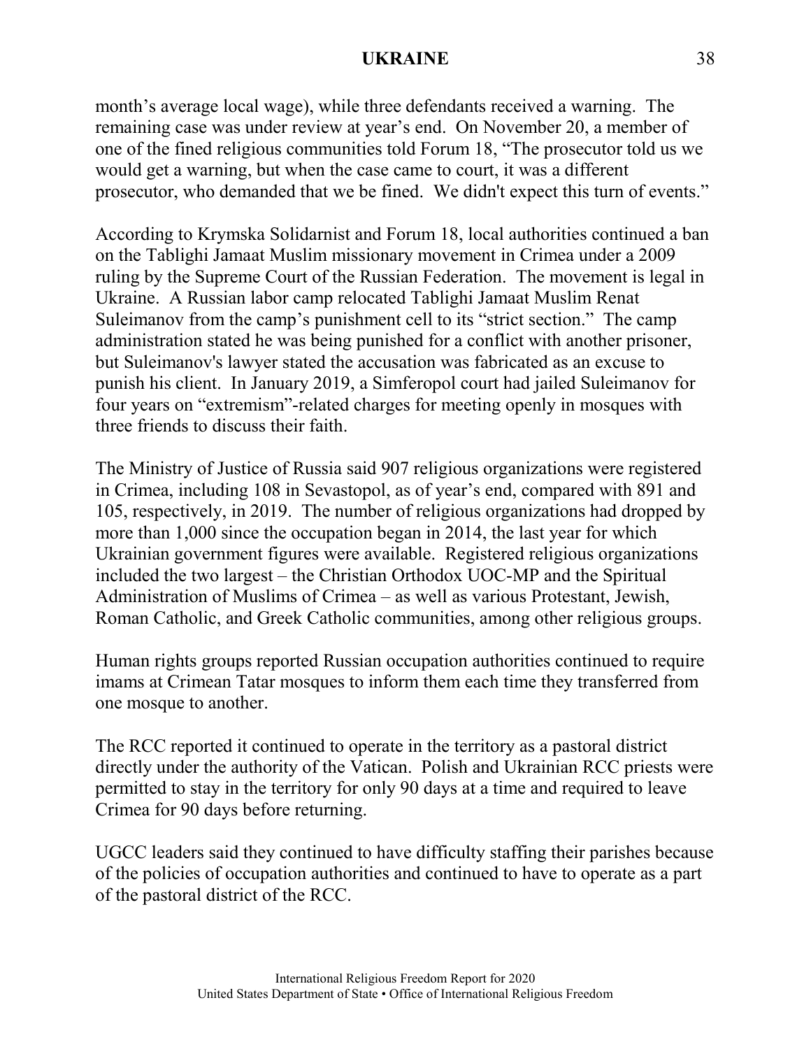month's average local wage), while three defendants received a warning. The remaining case was under review at year's end. On November 20, a member of one of the fined religious communities told Forum 18, "The prosecutor told us we would get a warning, but when the case came to court, it was a different prosecutor, who demanded that we be fined. We didn't expect this turn of events."

According to Krymska Solidarnist and Forum 18, local authorities continued a ban on the Tablighi Jamaat Muslim missionary movement in Crimea under a 2009 ruling by the Supreme Court of the Russian Federation. The movement is legal in Ukraine. A Russian labor camp relocated Tablighi Jamaat Muslim Renat Suleimanov from the camp's punishment cell to its "strict section." The camp administration stated he was being punished for a conflict with another prisoner, but Suleimanov's lawyer stated the accusation was fabricated as an excuse to punish his client. In January 2019, a Simferopol court had jailed Suleimanov for four years on "extremism"-related charges for meeting openly in mosques with three friends to discuss their faith.

The Ministry of Justice of Russia said 907 religious organizations were registered in Crimea, including 108 in Sevastopol, as of year's end, compared with 891 and 105, respectively, in 2019. The number of religious organizations had dropped by more than 1,000 since the occupation began in 2014, the last year for which Ukrainian government figures were available. Registered religious organizations included the two largest – the Christian Orthodox UOC-MP and the Spiritual Administration of Muslims of Crimea – as well as various Protestant, Jewish, Roman Catholic, and Greek Catholic communities, among other religious groups.

Human rights groups reported Russian occupation authorities continued to require imams at Crimean Tatar mosques to inform them each time they transferred from one mosque to another.

The RCC reported it continued to operate in the territory as a pastoral district directly under the authority of the Vatican. Polish and Ukrainian RCC priests were permitted to stay in the territory for only 90 days at a time and required to leave Crimea for 90 days before returning.

UGCC leaders said they continued to have difficulty staffing their parishes because of the policies of occupation authorities and continued to have to operate as a part of the pastoral district of the RCC.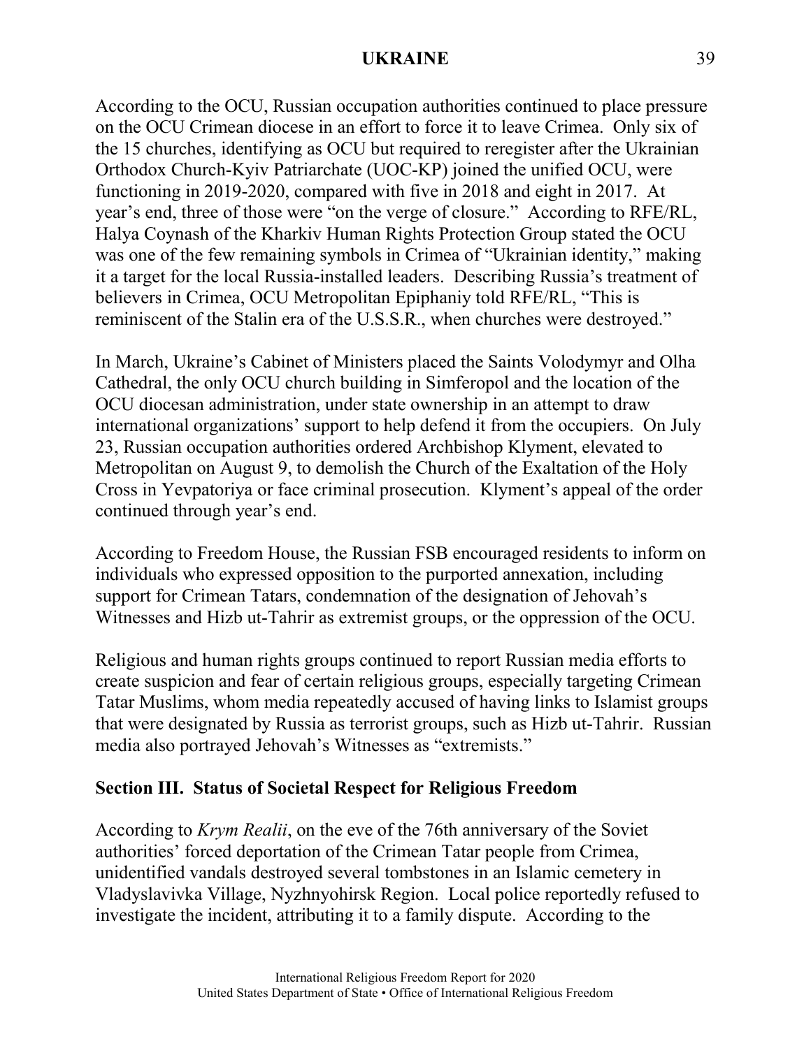According to the OCU, Russian occupation authorities continued to place pressure on the OCU Crimean diocese in an effort to force it to leave Crimea. Only six of the 15 churches, identifying as OCU but required to reregister after the Ukrainian Orthodox Church-Kyiv Patriarchate (UOC-KP) joined the unified OCU, were functioning in 2019-2020, compared with five in 2018 and eight in 2017. At year's end, three of those were "on the verge of closure." According to RFE/RL, Halya Coynash of the Kharkiv Human Rights Protection Group stated the OCU was one of the few remaining symbols in Crimea of "Ukrainian identity," making it a target for the local Russia-installed leaders. Describing Russia's treatment of believers in Crimea, OCU Metropolitan Epiphaniy told RFE/RL, "This is reminiscent of the Stalin era of the U.S.S.R., when churches were destroyed."

In March, Ukraine's Cabinet of Ministers placed the Saints Volodymyr and Olha Cathedral, the only OCU church building in Simferopol and the location of the OCU diocesan administration, under state ownership in an attempt to draw international organizations' support to help defend it from the occupiers. On July 23, Russian occupation authorities ordered Archbishop Klyment, elevated to Metropolitan on August 9, to demolish the Church of the Exaltation of the Holy Cross in Yevpatoriya or face criminal prosecution. Klyment's appeal of the order continued through year's end.

According to Freedom House, the Russian FSB encouraged residents to inform on individuals who expressed opposition to the purported annexation, including support for Crimean Tatars, condemnation of the designation of Jehovah's Witnesses and Hizb ut-Tahrir as extremist groups, or the oppression of the OCU.

Religious and human rights groups continued to report Russian media efforts to create suspicion and fear of certain religious groups, especially targeting Crimean Tatar Muslims, whom media repeatedly accused of having links to Islamist groups that were designated by Russia as terrorist groups, such as Hizb ut-Tahrir. Russian media also portrayed Jehovah's Witnesses as "extremists."

## Section III. Status of Societal Respect for Religious Freedom

According to *Krym Realii*, on the eve of the 76th anniversary of the Soviet authorities' forced deportation of the Crimean Tatar people from Crimea, unidentified vandals destroyed several tombstones in an Islamic cemetery in Vladyslavivka Village, Nyzhnyohirsk Region. Local police reportedly refused to investigate the incident, attributing it to a family dispute. According to the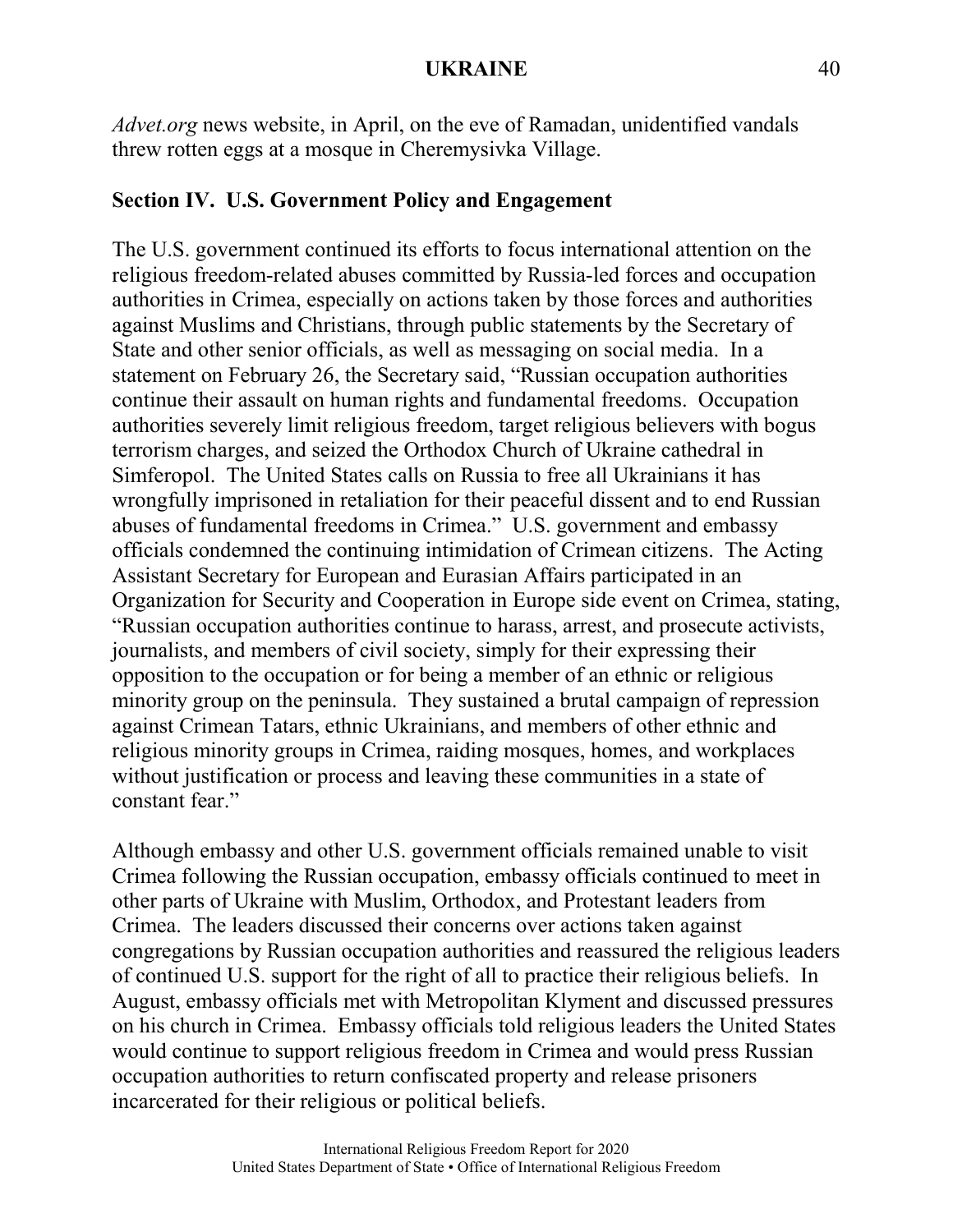*Advet.org* news website, in April, on the eve of Ramadan, unidentified vandals threw rotten eggs at a mosque in Cheremysivka Village.

## Section IV. U.S. Government Policy and Engagement

The U.S. government continued its efforts to focus international attention on the religious freedom-related abuses committed by Russia-led forces and occupation authorities in Crimea, especially on actions taken by those forces and authorities against Muslims and Christians, through public statements by the Secretary of State and other senior officials, as well as messaging on social media. In a statement on February 26, the Secretary said, "Russian occupation authorities continue their assault on human rights and fundamental freedoms. Occupation authorities severely limit religious freedom, target religious believers with bogus terrorism charges, and seized the Orthodox Church of Ukraine cathedral in Simferopol. The United States calls on Russia to free all Ukrainians it has wrongfully imprisoned in retaliation for their peaceful dissent and to end Russian abuses of fundamental freedoms in Crimea." U.S. government and embassy officials condemned the continuing intimidation of Crimean citizens. The Acting Assistant Secretary for European and Eurasian Affairs participated in an Organization for Security and Cooperation in Europe side event on Crimea, stating, "Russian occupation authorities continue to harass, arrest, and prosecute activists, journalists, and members of civil society, simply for their expressing their opposition to the occupation or for being a member of an ethnic or religious minority group on the peninsula. They sustained a brutal campaign of repression against Crimean Tatars, ethnic Ukrainians, and members of other ethnic and religious minority groups in Crimea, raiding mosques, homes, and workplaces without justification or process and leaving these communities in a state of constant fear."

Although embassy and other U.S. government officials remained unable to visit Crimea following the Russian occupation, embassy officials continued to meet in other parts of Ukraine with Muslim, Orthodox, and Protestant leaders from Crimea. The leaders discussed their concerns over actions taken against congregations by Russian occupation authorities and reassured the religious leaders of continued U.S. support for the right of all to practice their religious beliefs. In August, embassy officials met with Metropolitan Klyment and discussed pressures on his church in Crimea. Embassy officials told religious leaders the United States would continue to support religious freedom in Crimea and would press Russian occupation authorities to return confiscated property and release prisoners incarcerated for their religious or political beliefs.